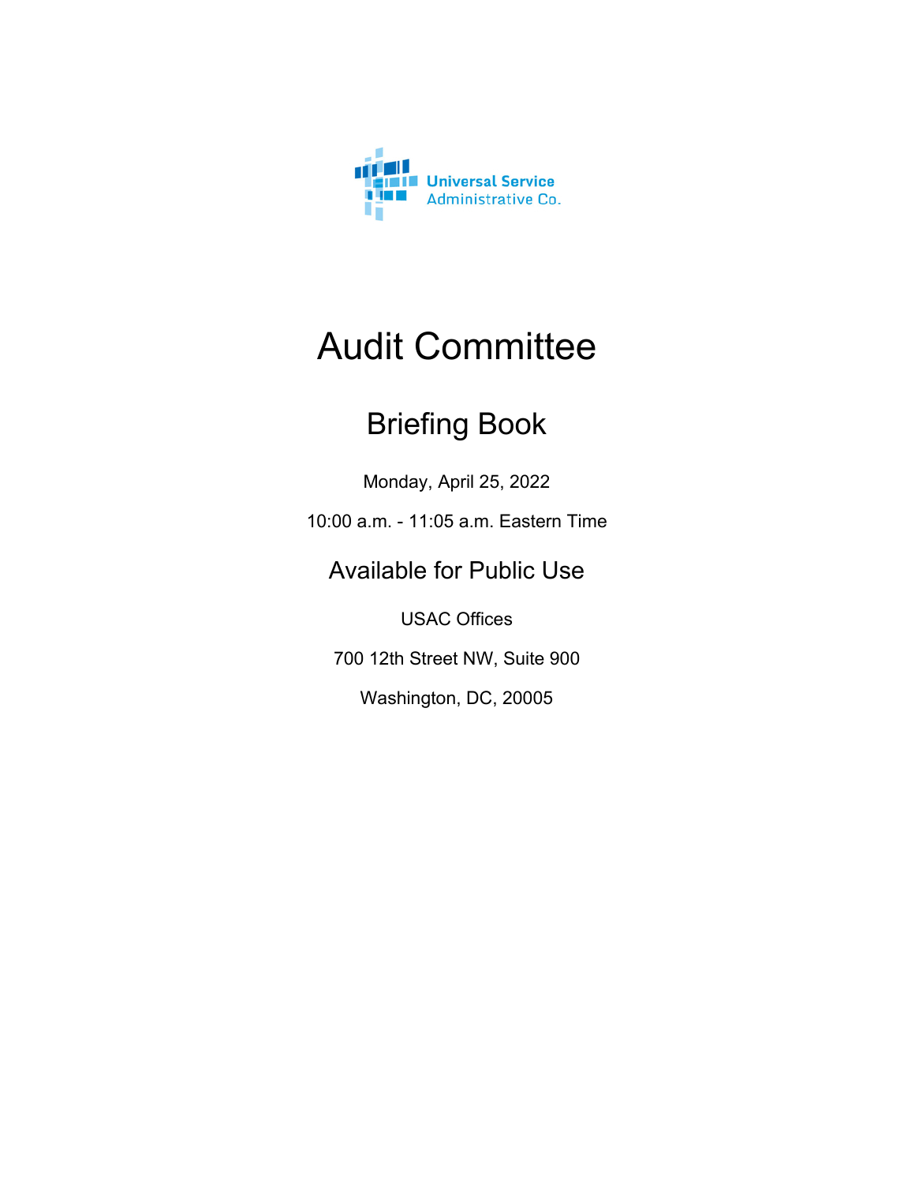Universal Service
Administrative Co.

# Audit Committee

## Briefing Book

Monday, April 25, 2022

10:00 a.m. - 11:05 a.m. Eastern Time

## Available for Public Use

USAC Offices

700 12th Street NW, Suite 900

Washington, DC, 20005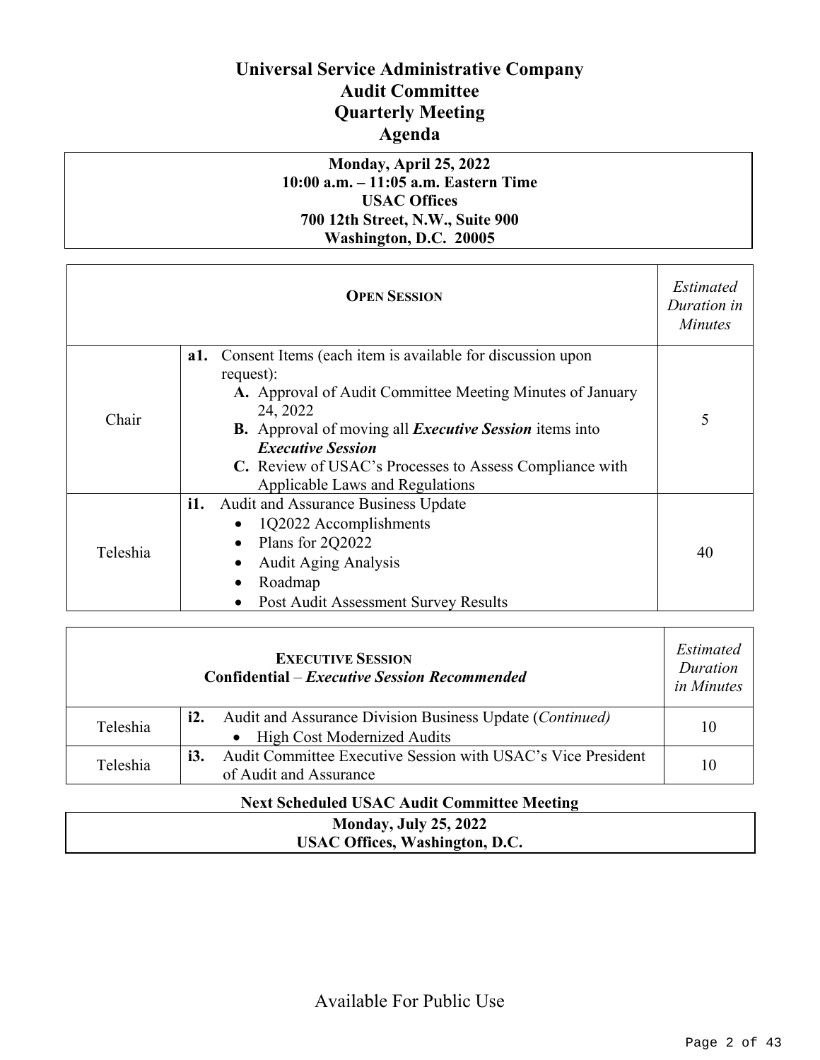# Universal Service Administrative Company
## Audit Committee
## Quarterly Meeting
## Agenda

**Monday, April 25, 2022**
**10:00 a.m. – 11:05 a.m. Eastern Time**
**USAC Offices**
**700 12th Street, N.W., Suite 900**
**Washington, D.C. 20005**

| **OPEN SESSION** | | *Estimated Duration in Minutes* |
|---|---|---|
| Chair | **a1.** Consent Items (each item is available for discussion upon request): **A.** Approval of Audit Committee Meeting Minutes of January 24, 2022; **B.** Approval of moving all ***Executive Session*** items into ***Executive Session***; **C.** Review of USAC's Processes to Assess Compliance with Applicable Laws and Regulations | 5 |
| Teleshia | **i1.** Audit and Assurance Business Update • 1Q2022 Accomplishments • Plans for 2Q2022 • Audit Aging Analysis • Roadmap • Post Audit Assessment Survey Results | 40 |

| **EXECUTIVE SESSION** **Confidential** – ***Executive Session Recommended*** | | *Estimated Duration in Minutes* |
|---|---|---|
| Teleshia | **i2.** Audit and Assurance Division Business Update (*Continued*) • High Cost Modernized Audits | 10 |
| Teleshia | **i3.** Audit Committee Executive Session with USAC's Vice President of Audit and Assurance | 10 |

**Next Scheduled USAC Audit Committee Meeting**

**Monday, July 25, 2022**
**USAC Offices, Washington, D.C.**

Available For Public Use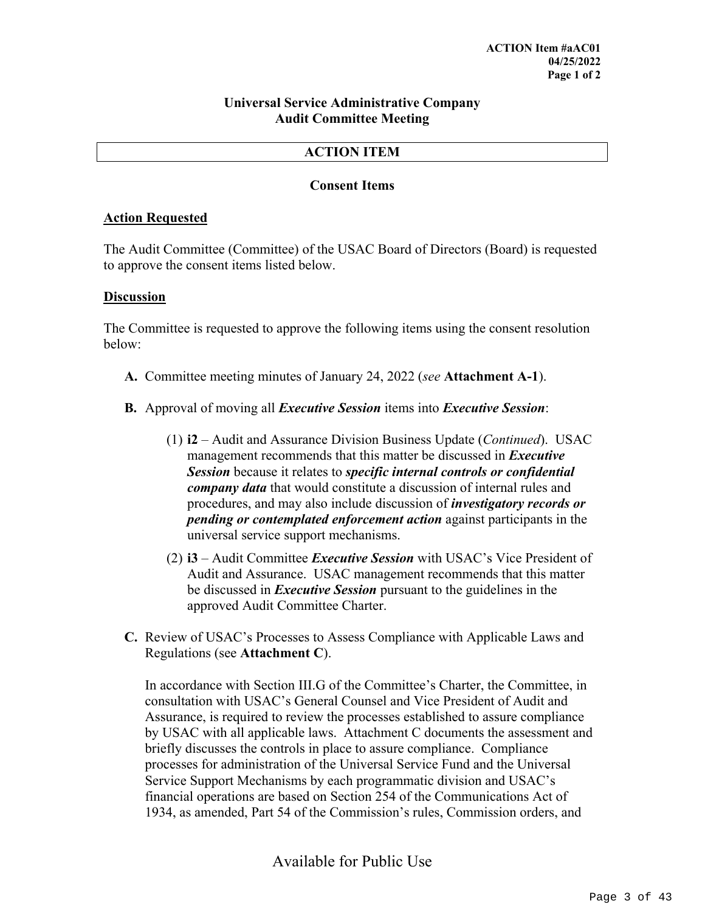**ACTION Item #aAC01**
**04/25/2022**

**Universal Service Administrative Company**
**Audit Committee Meeting**

## ACTION ITEM

### Consent Items

**Action Requested**

The Audit Committee (Committee) of the USAC Board of Directors (Board) is requested to approve the consent items listed below.

**Discussion**

The Committee is requested to approve the following items using the consent resolution below:

**A.** Committee meeting minutes of January 24, 2022 (*see* **Attachment A-1**).

**B.** Approval of moving all ***Executive Session*** items into ***Executive Session***:

(1) **i2** – Audit and Assurance Division Business Update (*Continued*). USAC management recommends that this matter be discussed in ***Executive Session*** because it relates to ***specific internal controls or confidential company data*** that would constitute a discussion of internal rules and procedures, and may also include discussion of ***investigatory records or pending or contemplated enforcement action*** against participants in the universal service support mechanisms.

(2) **i3** – Audit Committee ***Executive Session*** with USAC's Vice President of Audit and Assurance. USAC management recommends that this matter be discussed in ***Executive Session*** pursuant to the guidelines in the approved Audit Committee Charter.

**C.** Review of USAC's Processes to Assess Compliance with Applicable Laws and Regulations (see **Attachment C**).

In accordance with Section III.G of the Committee's Charter, the Committee, in consultation with USAC's General Counsel and Vice President of Audit and Assurance, is required to review the processes established to assure compliance by USAC with all applicable laws. Attachment C documents the assessment and briefly discusses the controls in place to assure compliance. Compliance processes for administration of the Universal Service Fund and the Universal Service Support Mechanisms by each programmatic division and USAC's financial operations are based on Section 254 of the Communications Act of 1934, as amended, Part 54 of the Commission's rules, Commission orders, and

Available for Public Use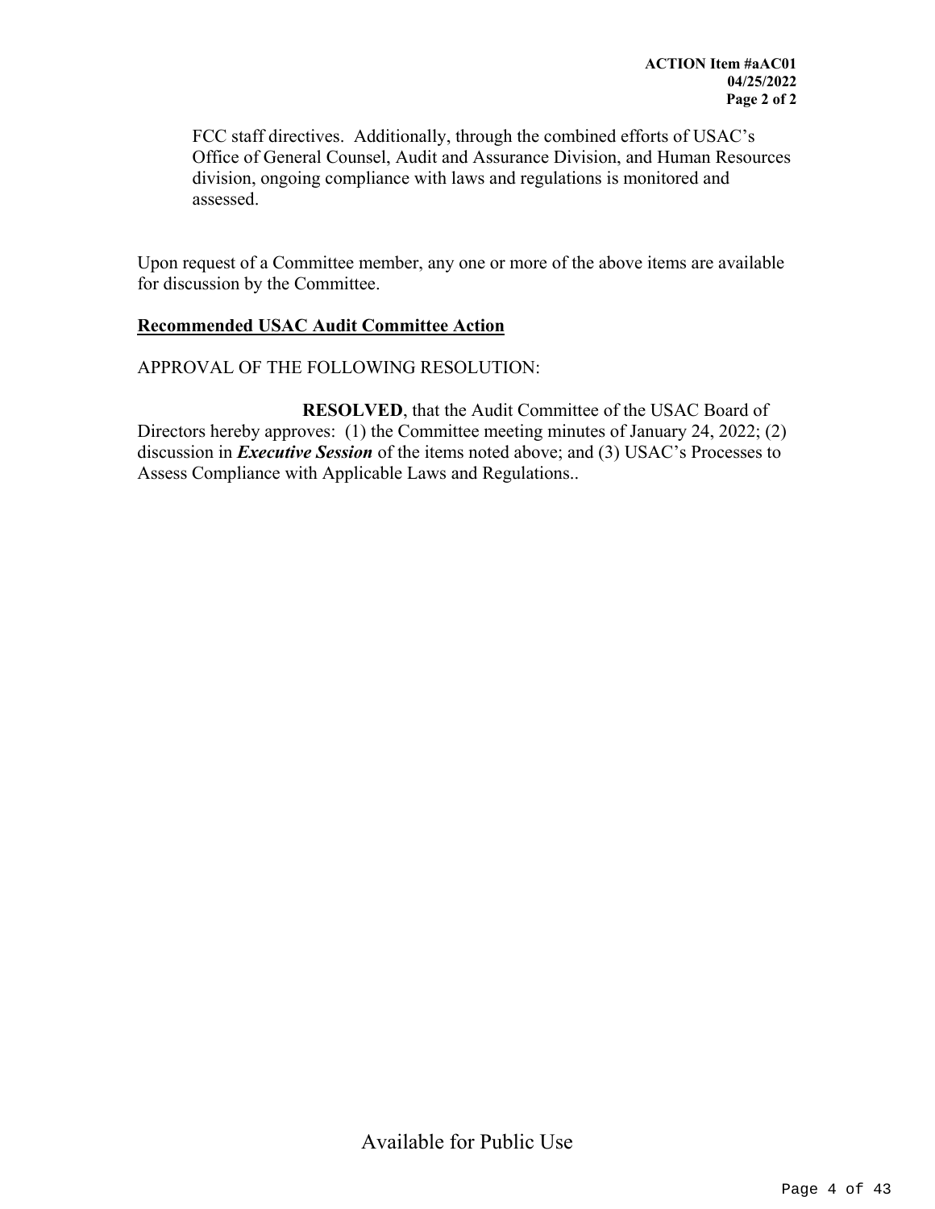FCC staff directives. Additionally, through the combined efforts of USAC's Office of General Counsel, Audit and Assurance Division, and Human Resources division, ongoing compliance with laws and regulations is monitored and assessed.

Upon request of a Committee member, any one or more of the above items are available for discussion by the Committee.

**Recommended USAC Audit Committee Action**

APPROVAL OF THE FOLLOWING RESOLUTION:

**RESOLVED**, that the Audit Committee of the USAC Board of Directors hereby approves: (1) the Committee meeting minutes of January 24, 2022; (2) discussion in ***Executive Session*** of the items noted above; and (3) USAC's Processes to Assess Compliance with Applicable Laws and Regulations..

Available for Public Use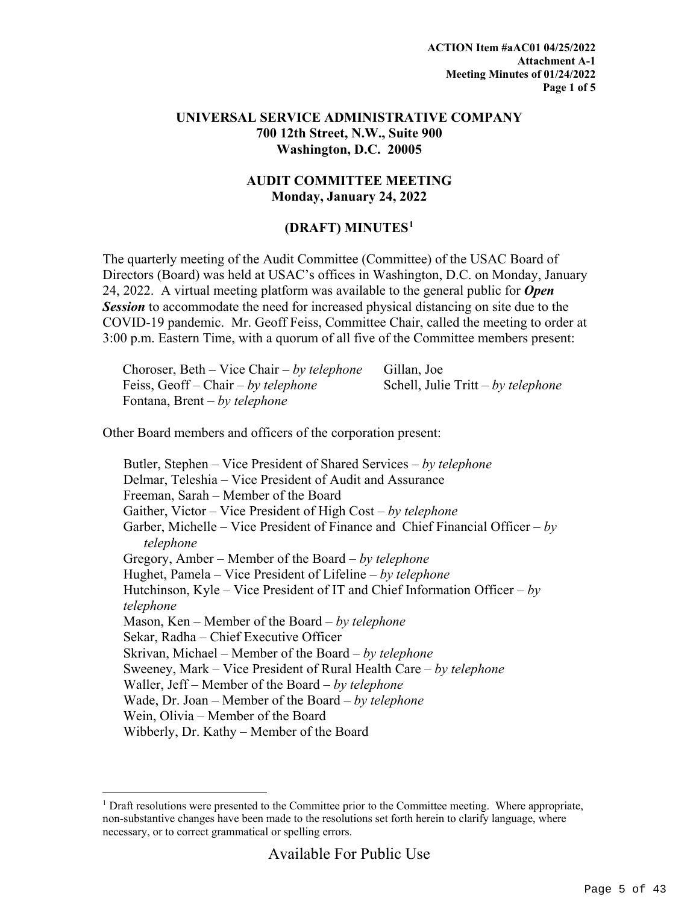**ACTION Item #aAC01 04/25/2022**
**Attachment A-1**
**Meeting Minutes of 01/24/2022**

## UNIVERSAL SERVICE ADMINISTRATIVE COMPANY
**700 12th Street, N.W., Suite 900**
**Washington, D.C. 20005**

## AUDIT COMMITTEE MEETING
**Monday, January 24, 2022**

### (DRAFT) MINUTES[1]

The quarterly meeting of the Audit Committee (Committee) of the USAC Board of Directors (Board) was held at USAC's offices in Washington, D.C. on Monday, January 24, 2022. A virtual meeting platform was available to the general public for ***Open Session*** to accommodate the need for increased physical distancing on site due to the COVID-19 pandemic. Mr. Geoff Feiss, Committee Chair, called the meeting to order at 3:00 p.m. Eastern Time, with a quorum of all five of the Committee members present:

- Choroser, Beth – Vice Chair – *by telephone*
- Feiss, Geoff – Chair – *by telephone*
- Fontana, Brent – *by telephone*
- Gillan, Joe
- Schell, Julie Tritt – *by telephone*

Other Board members and officers of the corporation present:

- Butler, Stephen – Vice President of Shared Services – *by telephone*
- Delmar, Teleshia – Vice President of Audit and Assurance
- Freeman, Sarah – Member of the Board
- Gaither, Victor – Vice President of High Cost – *by telephone*
- Garber, Michelle – Vice President of Finance and Chief Financial Officer – *by telephone*
- Gregory, Amber – Member of the Board – *by telephone*
- Hughet, Pamela – Vice President of Lifeline – *by telephone*
- Hutchinson, Kyle – Vice President of IT and Chief Information Officer – *by telephone*
- Mason, Ken – Member of the Board – *by telephone*
- Sekar, Radha – Chief Executive Officer
- Skrivan, Michael – Member of the Board – *by telephone*
- Sweeney, Mark – Vice President of Rural Health Care – *by telephone*
- Waller, Jeff – Member of the Board – *by telephone*
- Wade, Dr. Joan – Member of the Board – *by telephone*
- Wein, Olivia – Member of the Board
- Wibberly, Dr. Kathy – Member of the Board

[1] Draft resolutions were presented to the Committee prior to the Committee meeting. Where appropriate, non-substantive changes have been made to the resolutions set forth herein to clarify language, where necessary, or to correct grammatical or spelling errors.

Available For Public Use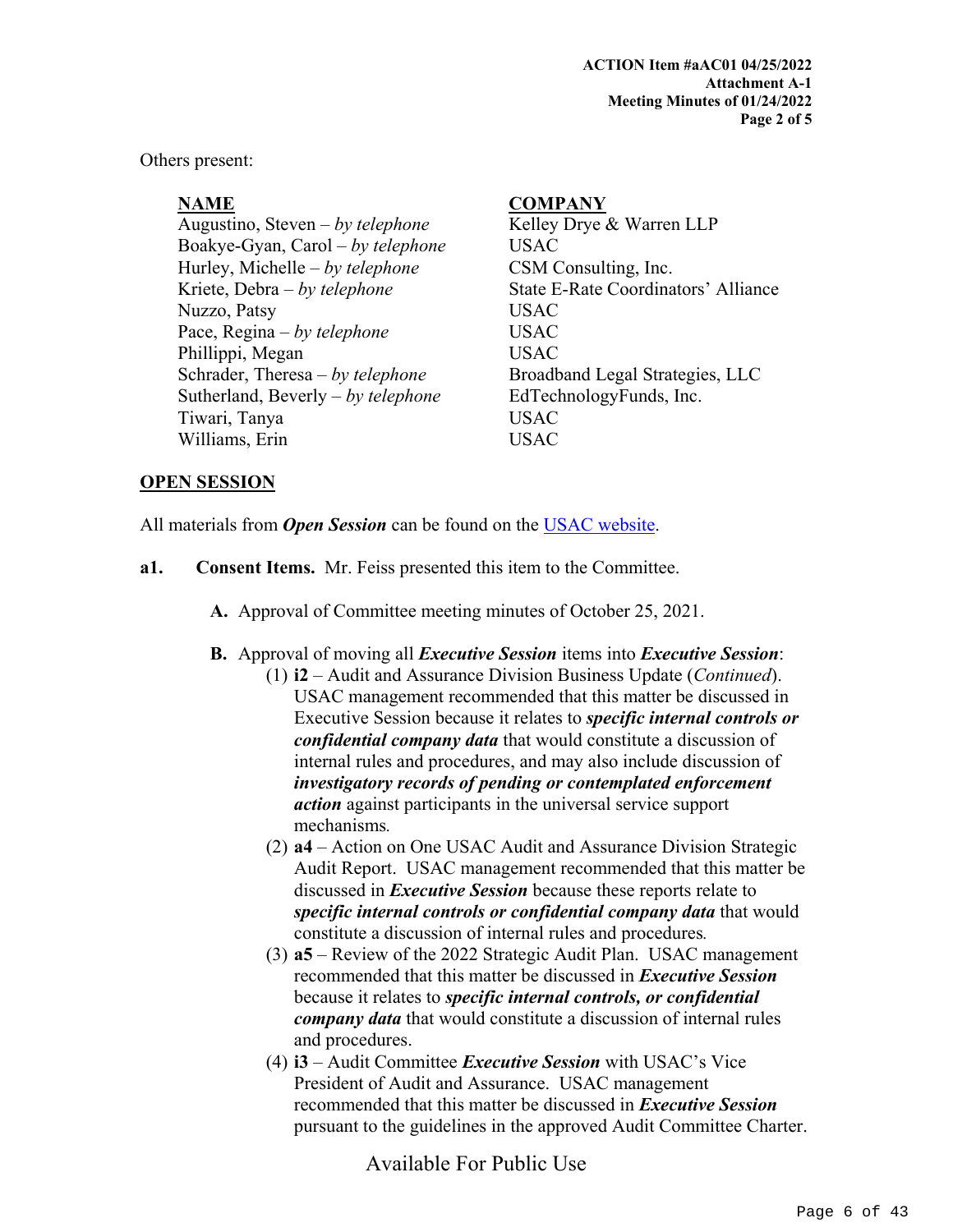Others present:

| NAME | COMPANY |
|---|---|
| Augustino, Steven – *by telephone* | Kelley Drye & Warren LLP |
| Boakye-Gyan, Carol – *by telephone* | USAC |
| Hurley, Michelle – *by telephone* | CSM Consulting, Inc. |
| Kriete, Debra – *by telephone* | State E-Rate Coordinators' Alliance |
| Nuzzo, Patsy | USAC |
| Pace, Regina – *by telephone* | USAC |
| Phillippi, Megan | USAC |
| Schrader, Theresa – *by telephone* | Broadband Legal Strategies, LLC |
| Sutherland, Beverly – *by telephone* | EdTechnologyFunds, Inc. |
| Tiwari, Tanya | USAC |
| Williams, Erin | USAC |

## OPEN SESSION

All materials from ***Open Session*** can be found on the USAC website.

**a1. Consent Items.** Mr. Feiss presented this item to the Committee.

**A.** Approval of Committee meeting minutes of October 25, 2021.

**B.** Approval of moving all ***Executive Session*** items into ***Executive Session***:

(1) **i2** – Audit and Assurance Division Business Update (*Continued*). USAC management recommended that this matter be discussed in Executive Session because it relates to ***specific internal controls or confidential company data*** that would constitute a discussion of internal rules and procedures, and may also include discussion of ***investigatory records of pending or contemplated enforcement action*** against participants in the universal service support mechanisms.

(2) **a4** – Action on One USAC Audit and Assurance Division Strategic Audit Report. USAC management recommended that this matter be discussed in ***Executive Session*** because these reports relate to ***specific internal controls or confidential company data*** that would constitute a discussion of internal rules and procedures.

(3) **a5** – Review of the 2022 Strategic Audit Plan. USAC management recommended that this matter be discussed in ***Executive Session*** because it relates to ***specific internal controls, or confidential company data*** that would constitute a discussion of internal rules and procedures.

(4) **i3** – Audit Committee ***Executive Session*** with USAC's Vice President of Audit and Assurance. USAC management recommended that this matter be discussed in ***Executive Session*** pursuant to the guidelines in the approved Audit Committee Charter.

Available For Public Use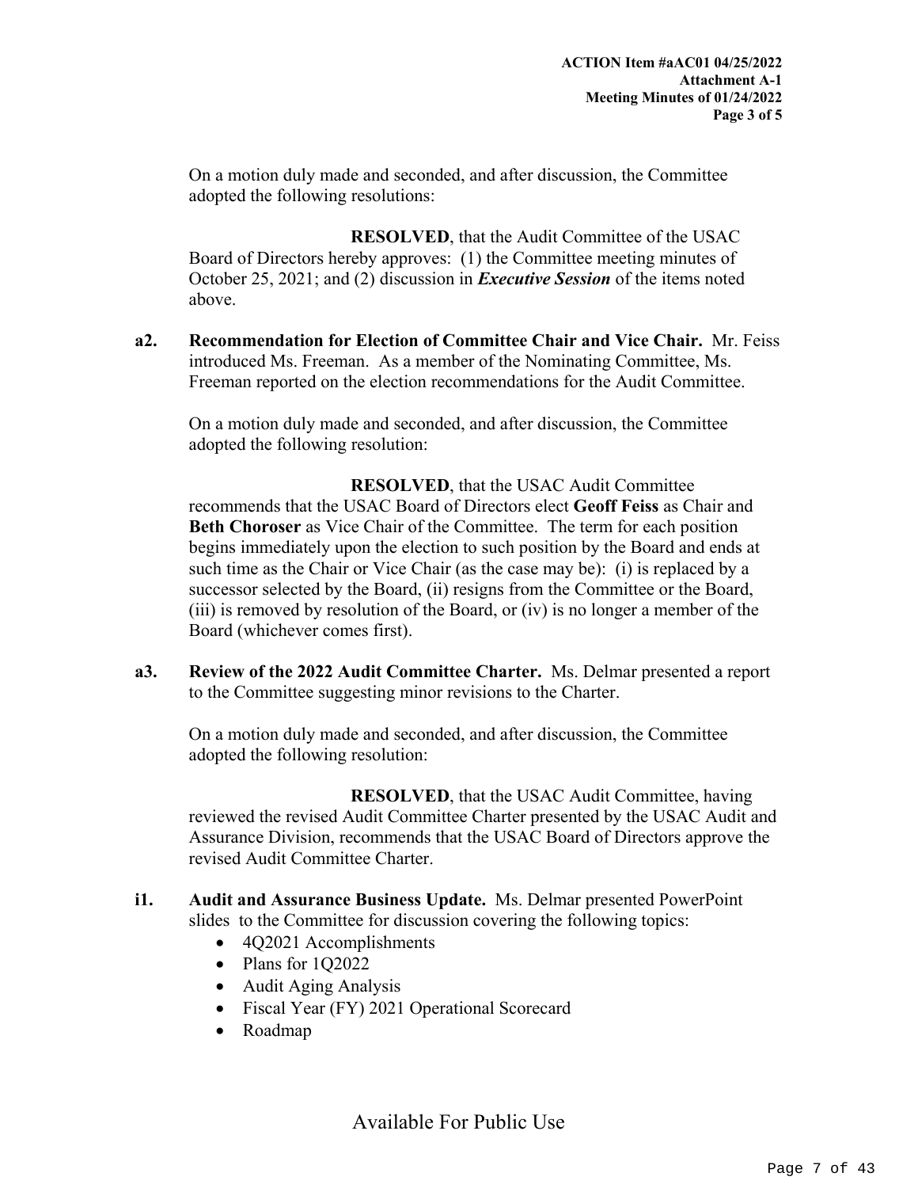On a motion duly made and seconded, and after discussion, the Committee adopted the following resolutions:

**RESOLVED**, that the Audit Committee of the USAC Board of Directors hereby approves: (1) the Committee meeting minutes of October 25, 2021; and (2) discussion in ***Executive Session*** of the items noted above.

**a2. Recommendation for Election of Committee Chair and Vice Chair.** Mr. Feiss introduced Ms. Freeman. As a member of the Nominating Committee, Ms. Freeman reported on the election recommendations for the Audit Committee.

On a motion duly made and seconded, and after discussion, the Committee adopted the following resolution:

**RESOLVED**, that the USAC Audit Committee recommends that the USAC Board of Directors elect **Geoff Feiss** as Chair and **Beth Choroser** as Vice Chair of the Committee. The term for each position begins immediately upon the election to such position by the Board and ends at such time as the Chair or Vice Chair (as the case may be): (i) is replaced by a successor selected by the Board, (ii) resigns from the Committee or the Board, (iii) is removed by resolution of the Board, or (iv) is no longer a member of the Board (whichever comes first).

**a3. Review of the 2022 Audit Committee Charter.** Ms. Delmar presented a report to the Committee suggesting minor revisions to the Charter.

On a motion duly made and seconded, and after discussion, the Committee adopted the following resolution:

**RESOLVED**, that the USAC Audit Committee, having reviewed the revised Audit Committee Charter presented by the USAC Audit and Assurance Division, recommends that the USAC Board of Directors approve the revised Audit Committee Charter.

**i1. Audit and Assurance Business Update.** Ms. Delmar presented PowerPoint slides to the Committee for discussion covering the following topics:

- 4Q2021 Accomplishments
- Plans for 1Q2022
- Audit Aging Analysis
- Fiscal Year (FY) 2021 Operational Scorecard
- Roadmap

Available For Public Use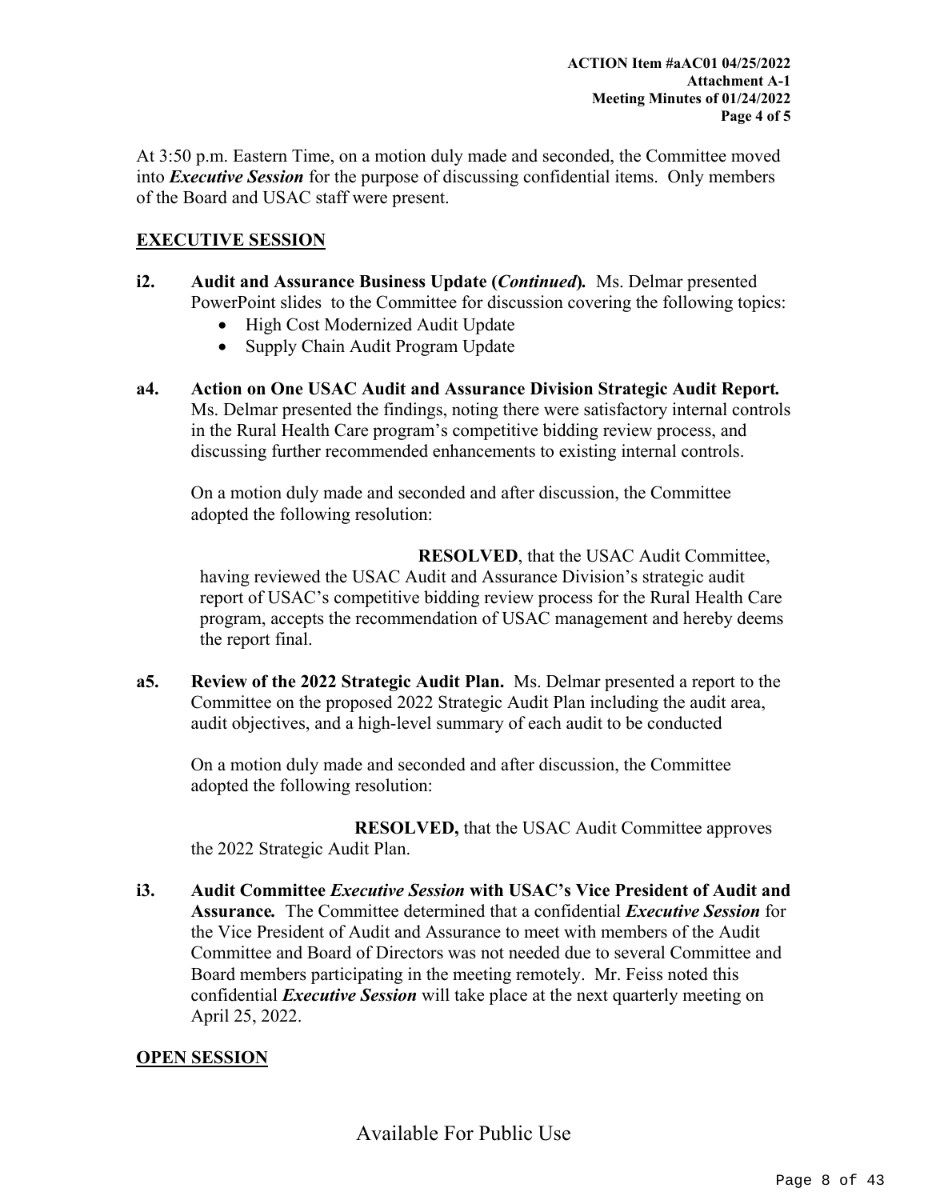At 3:50 p.m. Eastern Time, on a motion duly made and seconded, the Committee moved into ***Executive Session*** for the purpose of discussing confidential items. Only members of the Board and USAC staff were present.

## EXECUTIVE SESSION

**i2. Audit and Assurance Business Update (*Continued*).** Ms. Delmar presented PowerPoint slides to the Committee for discussion covering the following topics:

- High Cost Modernized Audit Update
- Supply Chain Audit Program Update

**a4. Action on One USAC Audit and Assurance Division Strategic Audit Report.** Ms. Delmar presented the findings, noting there were satisfactory internal controls in the Rural Health Care program's competitive bidding review process, and discussing further recommended enhancements to existing internal controls.

On a motion duly made and seconded and after discussion, the Committee adopted the following resolution:

> **RESOLVED**, that the USAC Audit Committee, having reviewed the USAC Audit and Assurance Division's strategic audit report of USAC's competitive bidding review process for the Rural Health Care program, accepts the recommendation of USAC management and hereby deems the report final.

**a5. Review of the 2022 Strategic Audit Plan.** Ms. Delmar presented a report to the Committee on the proposed 2022 Strategic Audit Plan including the audit area, audit objectives, and a high-level summary of each audit to be conducted

On a motion duly made and seconded and after discussion, the Committee adopted the following resolution:

> **RESOLVED,** that the USAC Audit Committee approves the 2022 Strategic Audit Plan.

**i3. Audit Committee *Executive Session* with USAC's Vice President of Audit and Assurance.** The Committee determined that a confidential ***Executive Session*** for the Vice President of Audit and Assurance to meet with members of the Audit Committee and Board of Directors was not needed due to several Committee and Board members participating in the meeting remotely. Mr. Feiss noted this confidential ***Executive Session*** will take place at the next quarterly meeting on April 25, 2022.

## OPEN SESSION

Available For Public Use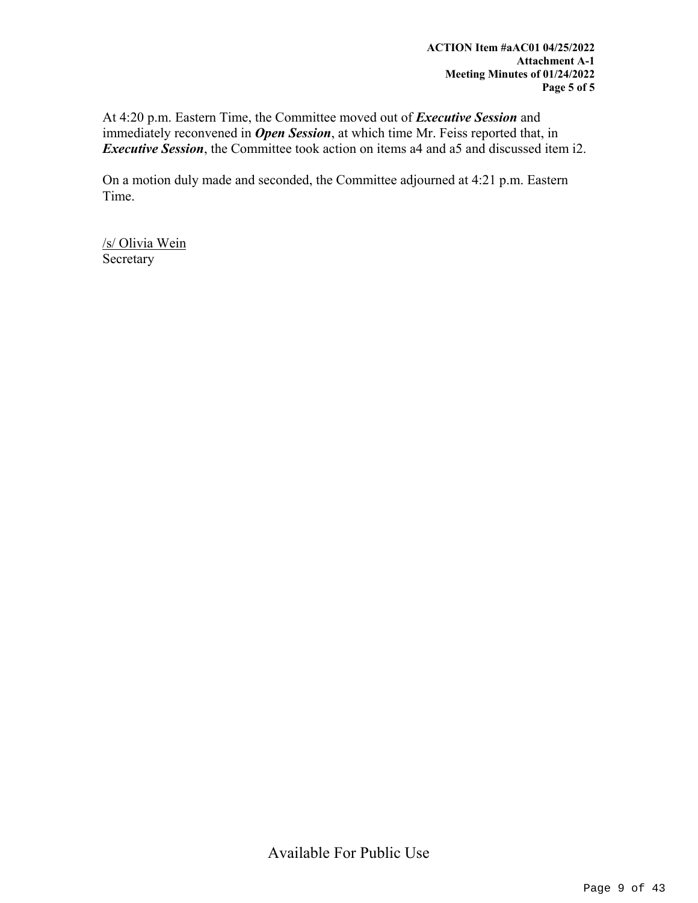At 4:20 p.m. Eastern Time, the Committee moved out of ***Executive Session*** and immediately reconvened in ***Open Session***, at which time Mr. Feiss reported that, in ***Executive Session***, the Committee took action on items a4 and a5 and discussed item i2.

On a motion duly made and seconded, the Committee adjourned at 4:21 p.m. Eastern Time.

/s/ Olivia Wein
Secretary

Available For Public Use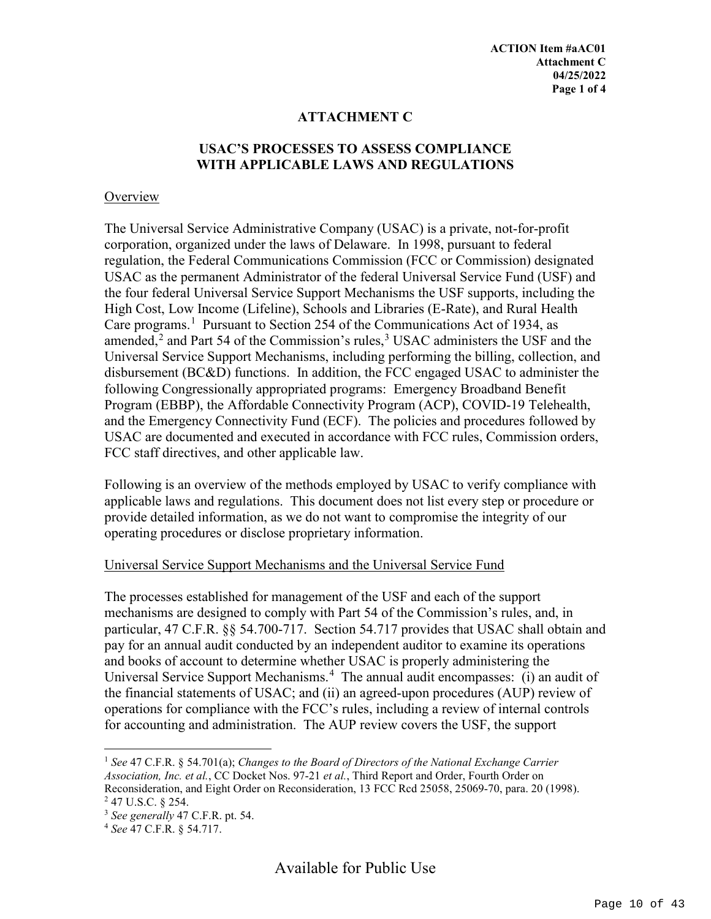# ATTACHMENT C

## USAC'S PROCESSES TO ASSESS COMPLIANCE WITH APPLICABLE LAWS AND REGULATIONS

Overview

The Universal Service Administrative Company (USAC) is a private, not-for-profit corporation, organized under the laws of Delaware. In 1998, pursuant to federal regulation, the Federal Communications Commission (FCC or Commission) designated USAC as the permanent Administrator of the federal Universal Service Fund (USF) and the four federal Universal Service Support Mechanisms the USF supports, including the High Cost, Low Income (Lifeline), Schools and Libraries (E-Rate), and Rural Health Care programs.[1] Pursuant to Section 254 of the Communications Act of 1934, as amended,[2] and Part 54 of the Commission's rules,[3] USAC administers the USF and the Universal Service Support Mechanisms, including performing the billing, collection, and disbursement (BC&D) functions. In addition, the FCC engaged USAC to administer the following Congressionally appropriated programs: Emergency Broadband Benefit Program (EBBP), the Affordable Connectivity Program (ACP), COVID-19 Telehealth, and the Emergency Connectivity Fund (ECF). The policies and procedures followed by USAC are documented and executed in accordance with FCC rules, Commission orders, FCC staff directives, and other applicable law.

Following is an overview of the methods employed by USAC to verify compliance with applicable laws and regulations. This document does not list every step or procedure or provide detailed information, as we do not want to compromise the integrity of our operating procedures or disclose proprietary information.

Universal Service Support Mechanisms and the Universal Service Fund

The processes established for management of the USF and each of the support mechanisms are designed to comply with Part 54 of the Commission's rules, and, in particular, 47 C.F.R. §§ 54.700-717. Section 54.717 provides that USAC shall obtain and pay for an annual audit conducted by an independent auditor to examine its operations and books of account to determine whether USAC is properly administering the Universal Service Support Mechanisms.[4] The annual audit encompasses: (i) an audit of the financial statements of USAC; and (ii) an agreed-upon procedures (AUP) review of operations for compliance with the FCC's rules, including a review of internal controls for accounting and administration. The AUP review covers the USF, the support

---

[1] *See* 47 C.F.R. § 54.701(a); *Changes to the Board of Directors of the National Exchange Carrier Association, Inc. et al.*, CC Docket Nos. 97-21 *et al.*, Third Report and Order, Fourth Order on Reconsideration, and Eight Order on Reconsideration, 13 FCC Rcd 25058, 25069-70, para. 20 (1998).

[2] 47 U.S.C. § 254.

[3] *See generally* 47 C.F.R. pt. 54.

[4] *See* 47 C.F.R. § 54.717.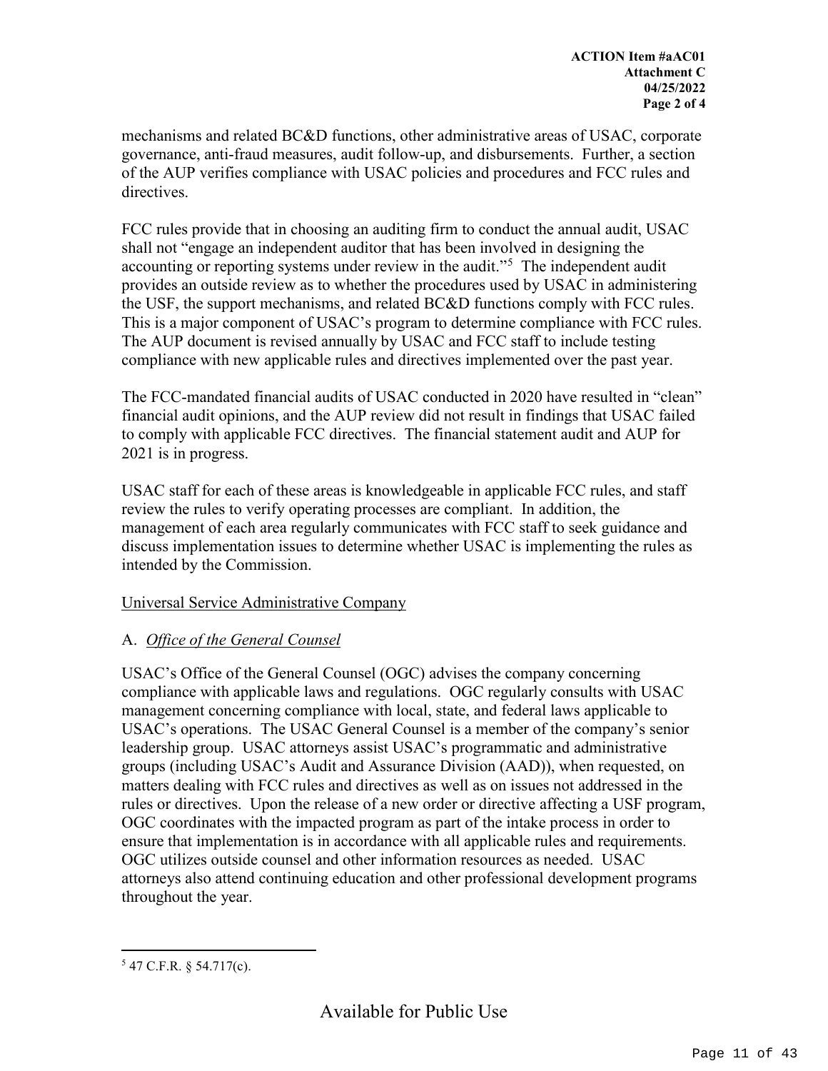mechanisms and related BC&D functions, other administrative areas of USAC, corporate governance, anti-fraud measures, audit follow-up, and disbursements. Further, a section of the AUP verifies compliance with USAC policies and procedures and FCC rules and directives.

FCC rules provide that in choosing an auditing firm to conduct the annual audit, USAC shall not "engage an independent auditor that has been involved in designing the accounting or reporting systems under review in the audit."[5] The independent audit provides an outside review as to whether the procedures used by USAC in administering the USF, the support mechanisms, and related BC&D functions comply with FCC rules. This is a major component of USAC's program to determine compliance with FCC rules. The AUP document is revised annually by USAC and FCC staff to include testing compliance with new applicable rules and directives implemented over the past year.

The FCC-mandated financial audits of USAC conducted in 2020 have resulted in "clean" financial audit opinions, and the AUP review did not result in findings that USAC failed to comply with applicable FCC directives. The financial statement audit and AUP for 2021 is in progress.

USAC staff for each of these areas is knowledgeable in applicable FCC rules, and staff review the rules to verify operating processes are compliant. In addition, the management of each area regularly communicates with FCC staff to seek guidance and discuss implementation issues to determine whether USAC is implementing the rules as intended by the Commission.

Universal Service Administrative Company

A. *Office of the General Counsel*

USAC's Office of the General Counsel (OGC) advises the company concerning compliance with applicable laws and regulations. OGC regularly consults with USAC management concerning compliance with local, state, and federal laws applicable to USAC's operations. The USAC General Counsel is a member of the company's senior leadership group. USAC attorneys assist USAC's programmatic and administrative groups (including USAC's Audit and Assurance Division (AAD)), when requested, on matters dealing with FCC rules and directives as well as on issues not addressed in the rules or directives. Upon the release of a new order or directive affecting a USF program, OGC coordinates with the impacted program as part of the intake process in order to ensure that implementation is in accordance with all applicable rules and requirements. OGC utilizes outside counsel and other information resources as needed. USAC attorneys also attend continuing education and other professional development programs throughout the year.

---

[5] 47 C.F.R. § 54.717(c).

Available for Public Use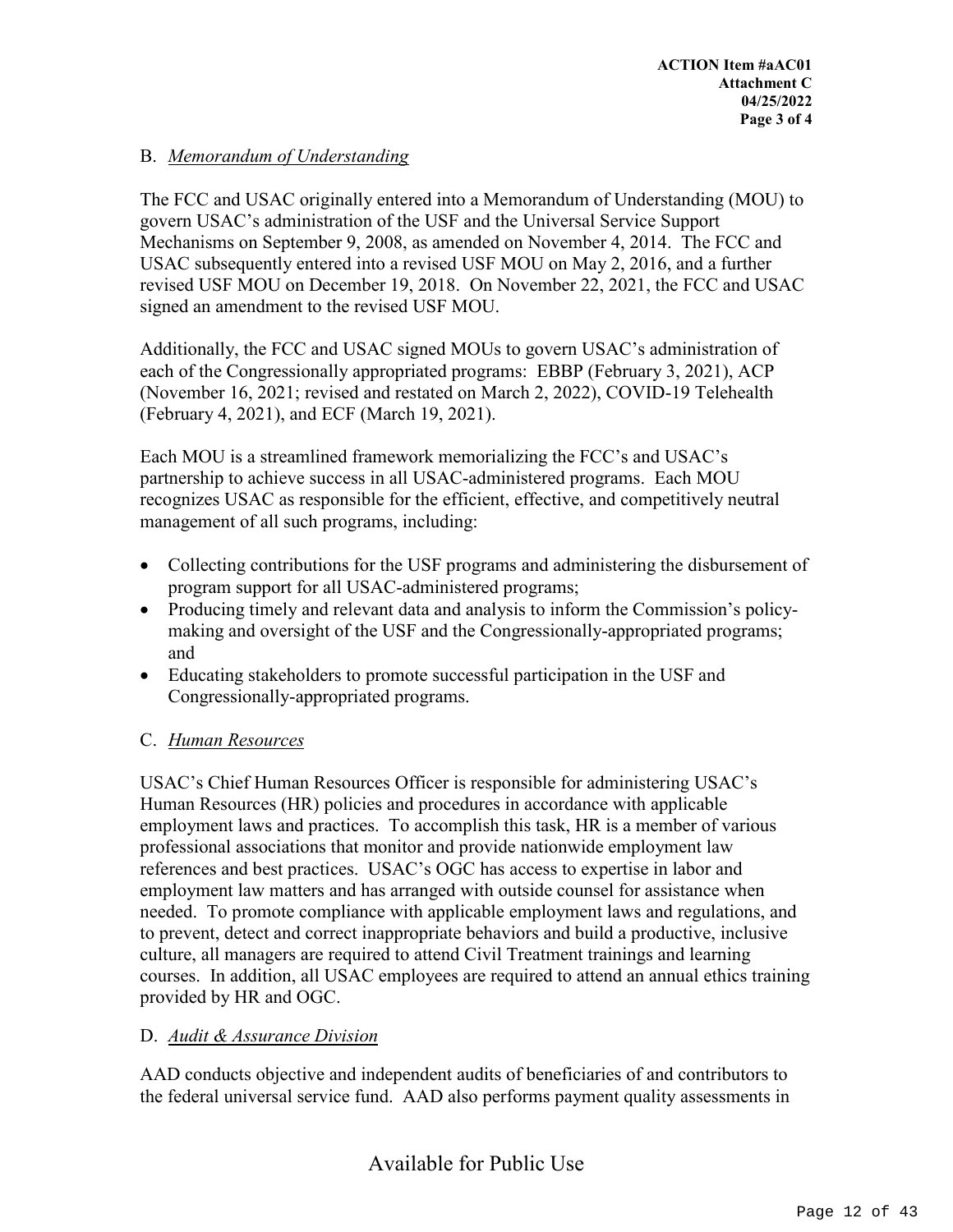B. *Memorandum of Understanding*

The FCC and USAC originally entered into a Memorandum of Understanding (MOU) to govern USAC's administration of the USF and the Universal Service Support Mechanisms on September 9, 2008, as amended on November 4, 2014. The FCC and USAC subsequently entered into a revised USF MOU on May 2, 2016, and a further revised USF MOU on December 19, 2018. On November 22, 2021, the FCC and USAC signed an amendment to the revised USF MOU.

Additionally, the FCC and USAC signed MOUs to govern USAC's administration of each of the Congressionally appropriated programs: EBBP (February 3, 2021), ACP (November 16, 2021; revised and restated on March 2, 2022), COVID-19 Telehealth (February 4, 2021), and ECF (March 19, 2021).

Each MOU is a streamlined framework memorializing the FCC's and USAC's partnership to achieve success in all USAC-administered programs. Each MOU recognizes USAC as responsible for the efficient, effective, and competitively neutral management of all such programs, including:

- Collecting contributions for the USF programs and administering the disbursement of program support for all USAC-administered programs;
- Producing timely and relevant data and analysis to inform the Commission's policy-making and oversight of the USF and the Congressionally-appropriated programs; and
- Educating stakeholders to promote successful participation in the USF and Congressionally-appropriated programs.

C. *Human Resources*

USAC's Chief Human Resources Officer is responsible for administering USAC's Human Resources (HR) policies and procedures in accordance with applicable employment laws and practices. To accomplish this task, HR is a member of various professional associations that monitor and provide nationwide employment law references and best practices. USAC's OGC has access to expertise in labor and employment law matters and has arranged with outside counsel for assistance when needed. To promote compliance with applicable employment laws and regulations, and to prevent, detect and correct inappropriate behaviors and build a productive, inclusive culture, all managers are required to attend Civil Treatment trainings and learning courses. In addition, all USAC employees are required to attend an annual ethics training provided by HR and OGC.

D. *Audit & Assurance Division*

AAD conducts objective and independent audits of beneficiaries of and contributors to the federal universal service fund. AAD also performs payment quality assessments in

Available for Public Use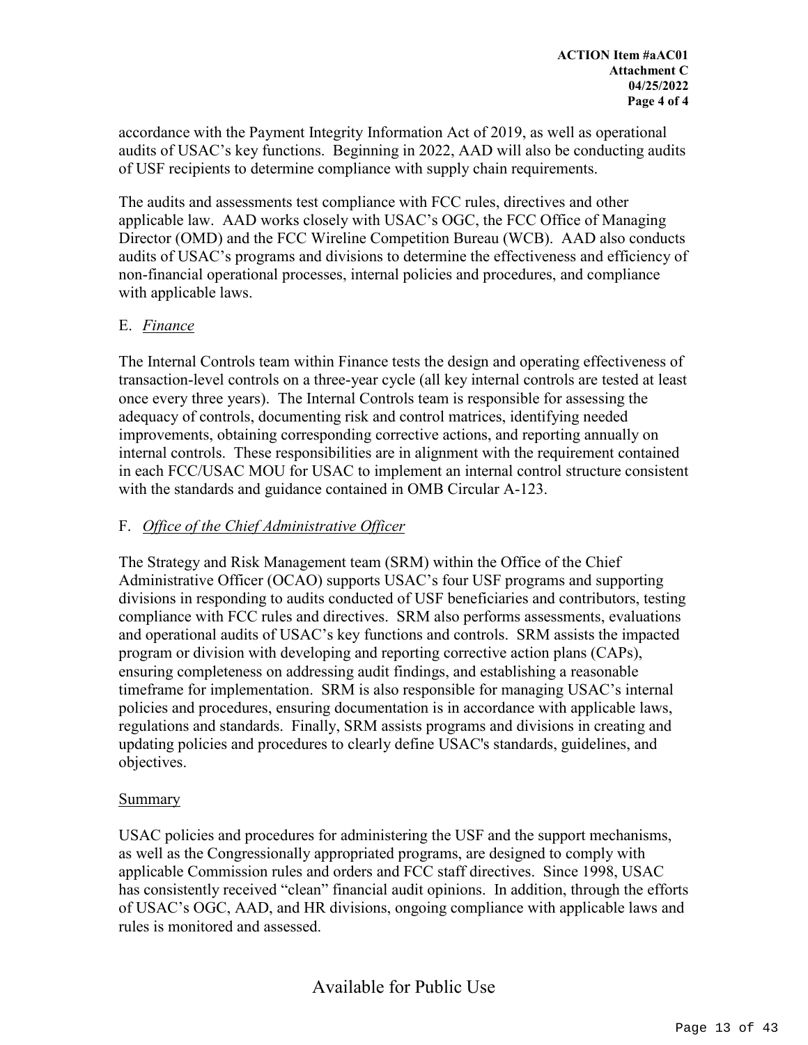accordance with the Payment Integrity Information Act of 2019, as well as operational audits of USAC's key functions. Beginning in 2022, AAD will also be conducting audits of USF recipients to determine compliance with supply chain requirements.

The audits and assessments test compliance with FCC rules, directives and other applicable law. AAD works closely with USAC's OGC, the FCC Office of Managing Director (OMD) and the FCC Wireline Competition Bureau (WCB). AAD also conducts audits of USAC's programs and divisions to determine the effectiveness and efficiency of non-financial operational processes, internal policies and procedures, and compliance with applicable laws.

E. *Finance*

The Internal Controls team within Finance tests the design and operating effectiveness of transaction-level controls on a three-year cycle (all key internal controls are tested at least once every three years). The Internal Controls team is responsible for assessing the adequacy of controls, documenting risk and control matrices, identifying needed improvements, obtaining corresponding corrective actions, and reporting annually on internal controls. These responsibilities are in alignment with the requirement contained in each FCC/USAC MOU for USAC to implement an internal control structure consistent with the standards and guidance contained in OMB Circular A-123.

F. *Office of the Chief Administrative Officer*

The Strategy and Risk Management team (SRM) within the Office of the Chief Administrative Officer (OCAO) supports USAC's four USF programs and supporting divisions in responding to audits conducted of USF beneficiaries and contributors, testing compliance with FCC rules and directives. SRM also performs assessments, evaluations and operational audits of USAC's key functions and controls. SRM assists the impacted program or division with developing and reporting corrective action plans (CAPs), ensuring completeness on addressing audit findings, and establishing a reasonable timeframe for implementation. SRM is also responsible for managing USAC's internal policies and procedures, ensuring documentation is in accordance with applicable laws, regulations and standards. Finally, SRM assists programs and divisions in creating and updating policies and procedures to clearly define USAC's standards, guidelines, and objectives.

Summary

USAC policies and procedures for administering the USF and the support mechanisms, as well as the Congressionally appropriated programs, are designed to comply with applicable Commission rules and orders and FCC staff directives. Since 1998, USAC has consistently received "clean" financial audit opinions. In addition, through the efforts of USAC's OGC, AAD, and HR divisions, ongoing compliance with applicable laws and rules is monitored and assessed.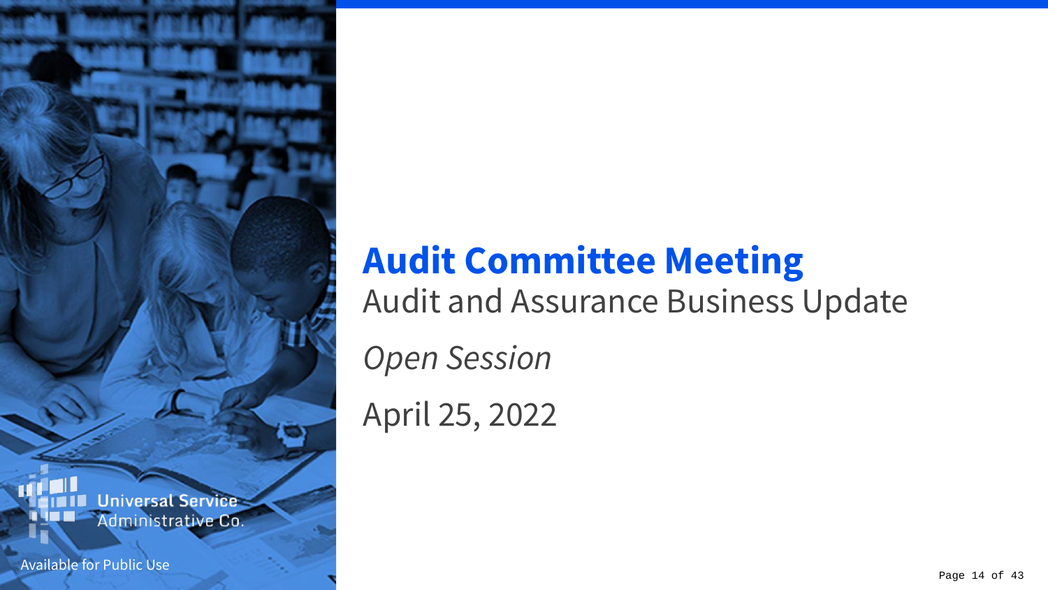# Audit Committee Meeting

Audit and Assurance Business Update

*Open Session*

April 25, 2022

Universal Service Administrative Co.

Available for Public Use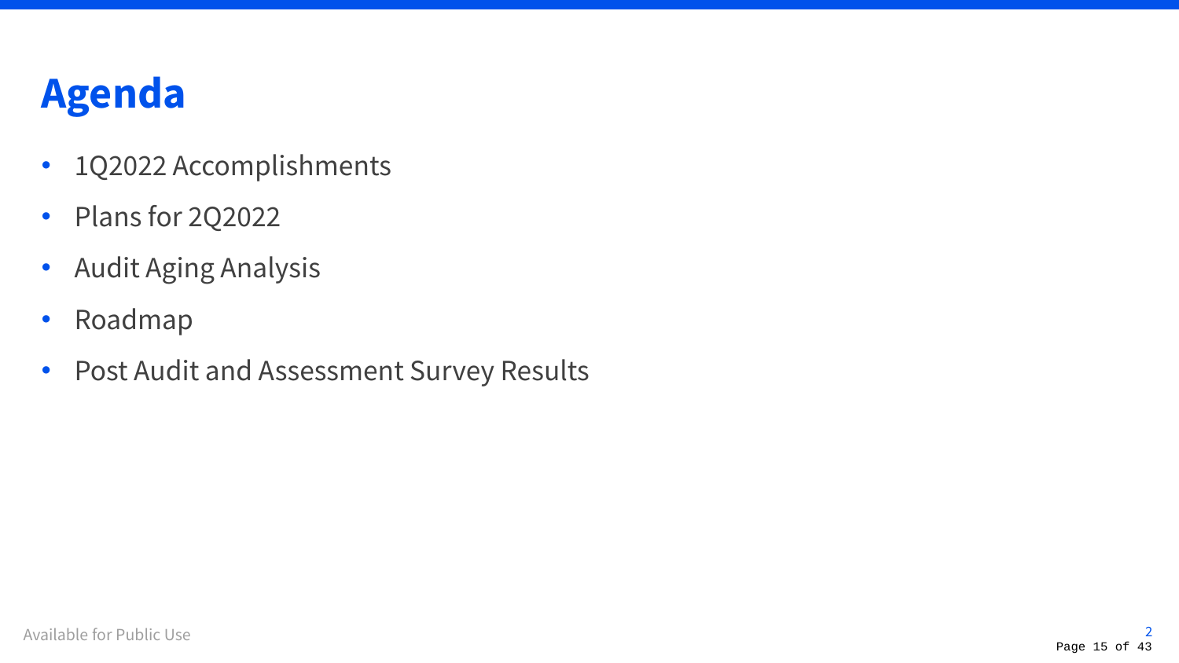# Agenda

- 1Q2022 Accomplishments
- Plans for 2Q2022
- Audit Aging Analysis
- Roadmap
- Post Audit and Assessment Survey Results

Available for Public Use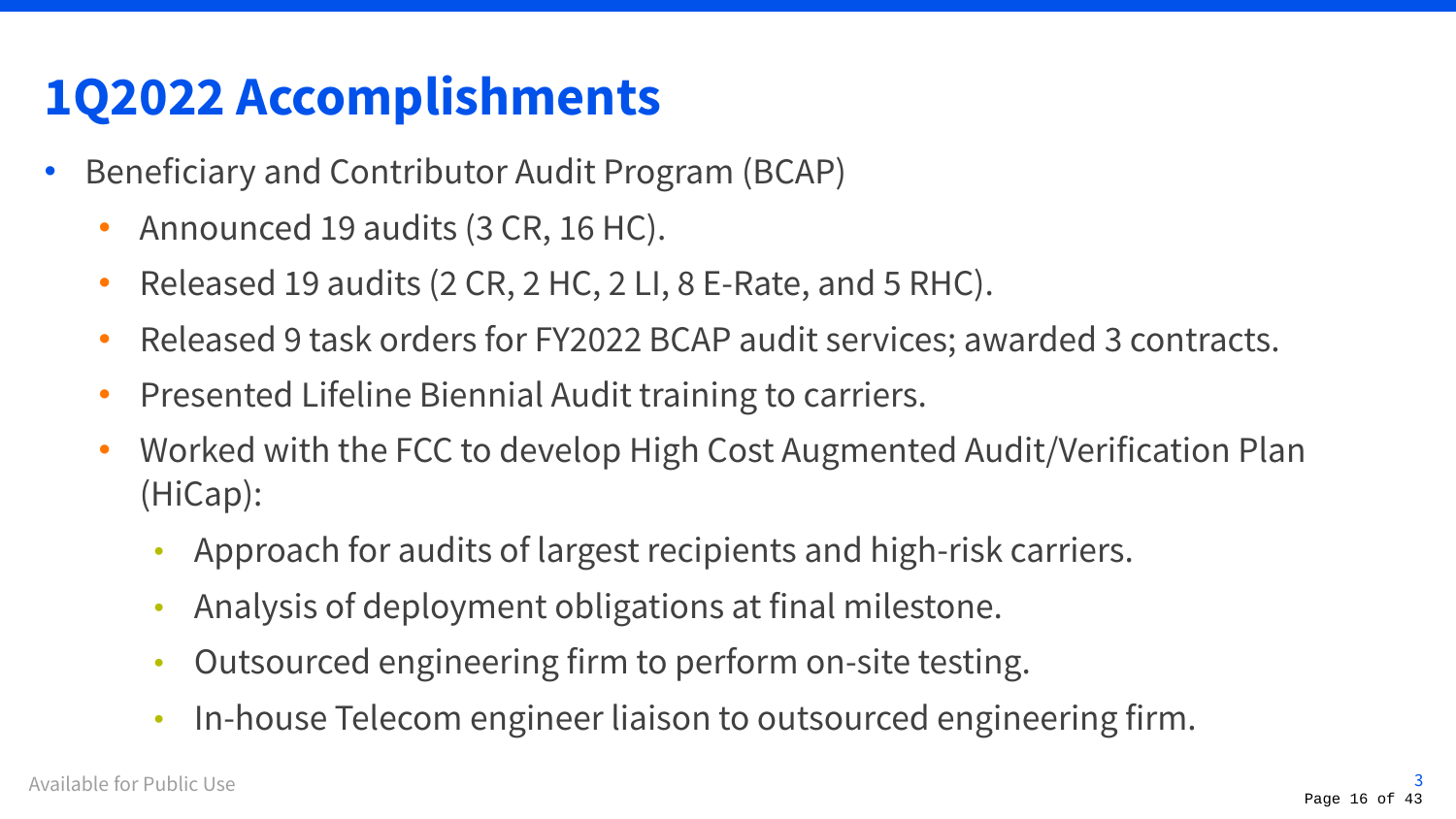# 1Q2022 Accomplishments

- Beneficiary and Contributor Audit Program (BCAP)
  - Announced 19 audits (3 CR, 16 HC).
  - Released 19 audits (2 CR, 2 HC, 2 LI, 8 E-Rate, and 5 RHC).
  - Released 9 task orders for FY2022 BCAP audit services; awarded 3 contracts.
  - Presented Lifeline Biennial Audit training to carriers.
  - Worked with the FCC to develop High Cost Augmented Audit/Verification Plan (HiCap):
    - Approach for audits of largest recipients and high-risk carriers.
    - Analysis of deployment obligations at final milestone.
    - Outsourced engineering firm to perform on-site testing.
    - In-house Telecom engineer liaison to outsourced engineering firm.

Available for Public Use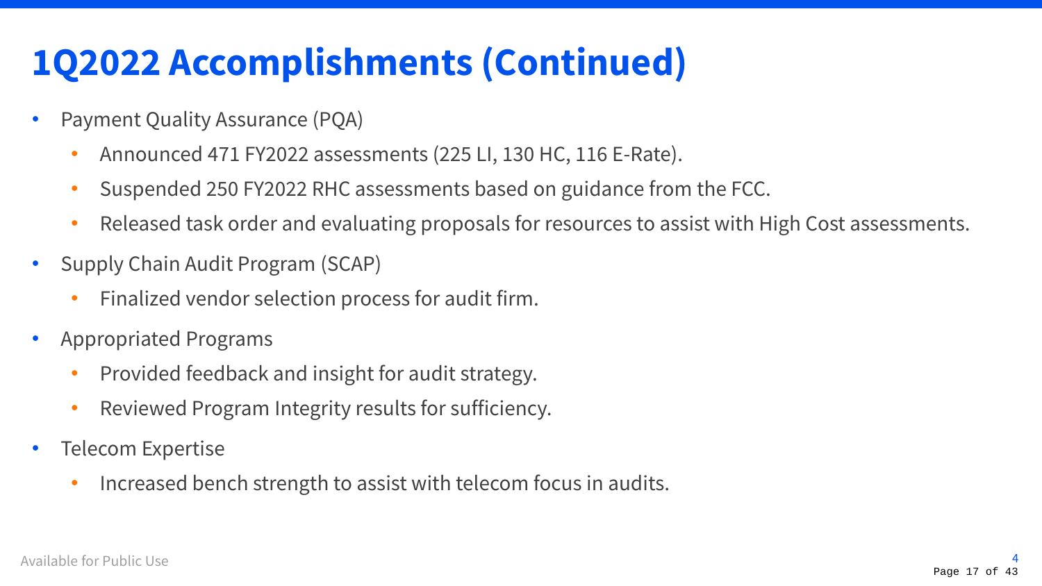# 1Q2022 Accomplishments (Continued)

- Payment Quality Assurance (PQA)
  - Announced 471 FY2022 assessments (225 LI, 130 HC, 116 E-Rate).
  - Suspended 250 FY2022 RHC assessments based on guidance from the FCC.
  - Released task order and evaluating proposals for resources to assist with High Cost assessments.
- Supply Chain Audit Program (SCAP)
  - Finalized vendor selection process for audit firm.
- Appropriated Programs
  - Provided feedback and insight for audit strategy.
  - Reviewed Program Integrity results for sufficiency.
- Telecom Expertise
  - Increased bench strength to assist with telecom focus in audits.

Available for Public Use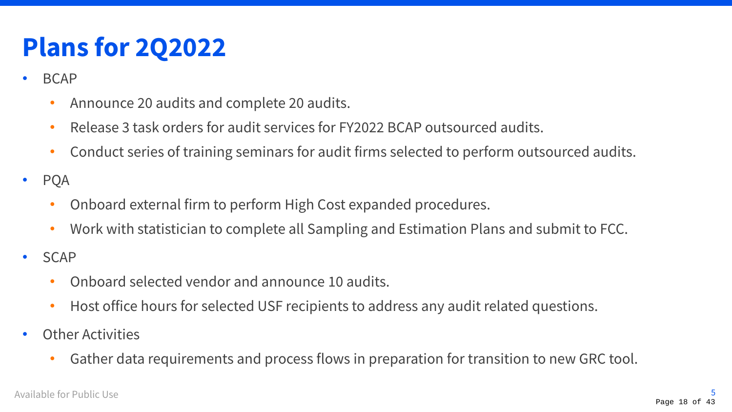# Plans for 2Q2022

- BCAP
  - Announce 20 audits and complete 20 audits.
  - Release 3 task orders for audit services for FY2022 BCAP outsourced audits.
  - Conduct series of training seminars for audit firms selected to perform outsourced audits.
- PQA
  - Onboard external firm to perform High Cost expanded procedures.
  - Work with statistician to complete all Sampling and Estimation Plans and submit to FCC.
- SCAP
  - Onboard selected vendor and announce 10 audits.
  - Host office hours for selected USF recipients to address any audit related questions.
- Other Activities
  - Gather data requirements and process flows in preparation for transition to new GRC tool.

Available for Public Use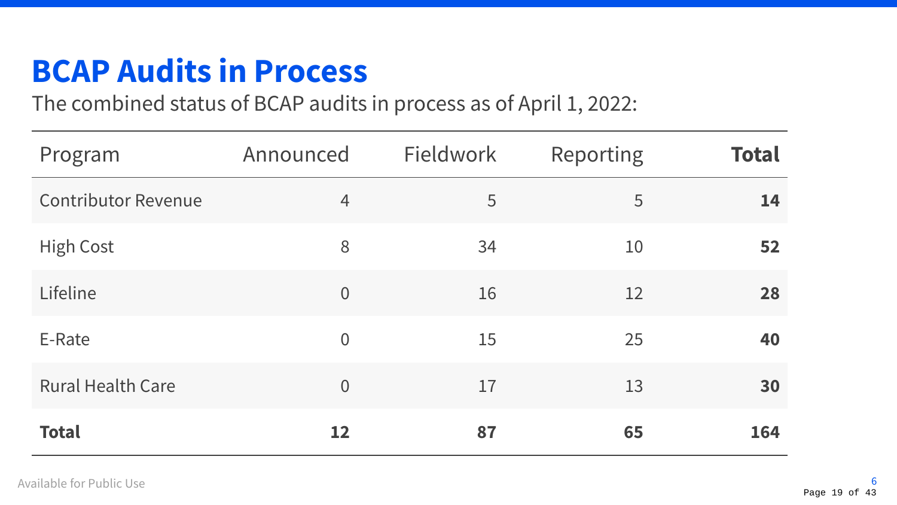# BCAP Audits in Process

The combined status of BCAP audits in process as of April 1, 2022:

| Program | Announced | Fieldwork | Reporting | **Total** |
|---|---|---|---|---|
| Contributor Revenue | 4 | 5 | 5 | **14** |
| High Cost | 8 | 34 | 10 | **52** |
| Lifeline | 0 | 16 | 12 | **28** |
| E-Rate | 0 | 15 | 25 | **40** |
| Rural Health Care | 0 | 17 | 13 | **30** |
| **Total** | **12** | **87** | **65** | **164** |

Available for Public Use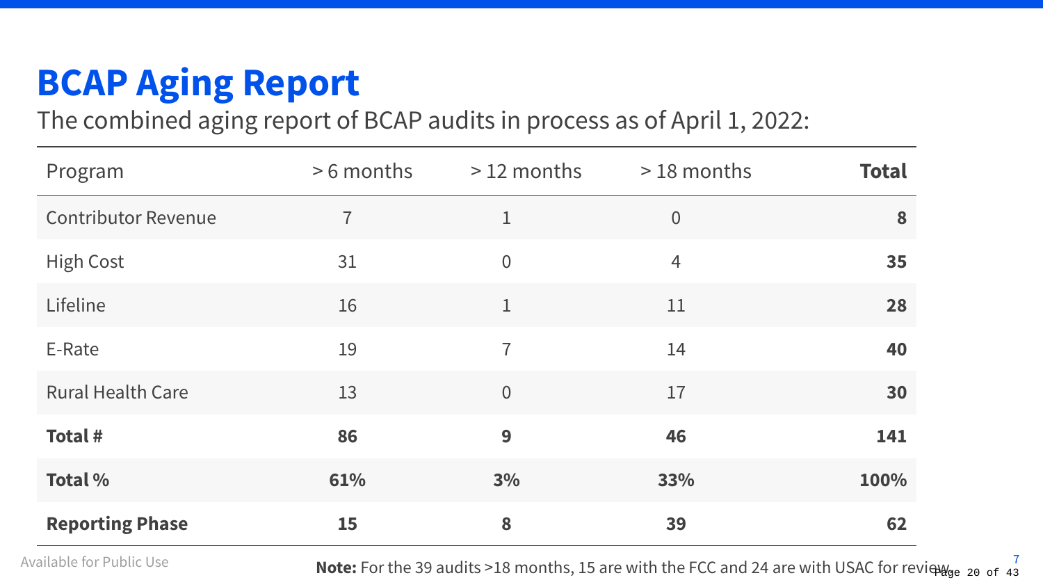# BCAP Aging Report

The combined aging report of BCAP audits in process as of April 1, 2022:

| Program | > 6 months | > 12 months | > 18 months | **Total** |
|---|---|---|---|---|
| Contributor Revenue | 7 | 1 | 0 | **8** |
| High Cost | 31 | 0 | 4 | **35** |
| Lifeline | 16 | 1 | 11 | **28** |
| E-Rate | 19 | 7 | 14 | **40** |
| Rural Health Care | 13 | 0 | 17 | **30** |
| **Total #** | **86** | **9** | **46** | **141** |
| **Total %** | **61%** | **3%** | **33%** | **100%** |
| **Reporting Phase** | **15** | **8** | **39** | **62** |

**Note:** For the 39 audits >18 months, 15 are with the FCC and 24 are with USAC for review.

Available for Public Use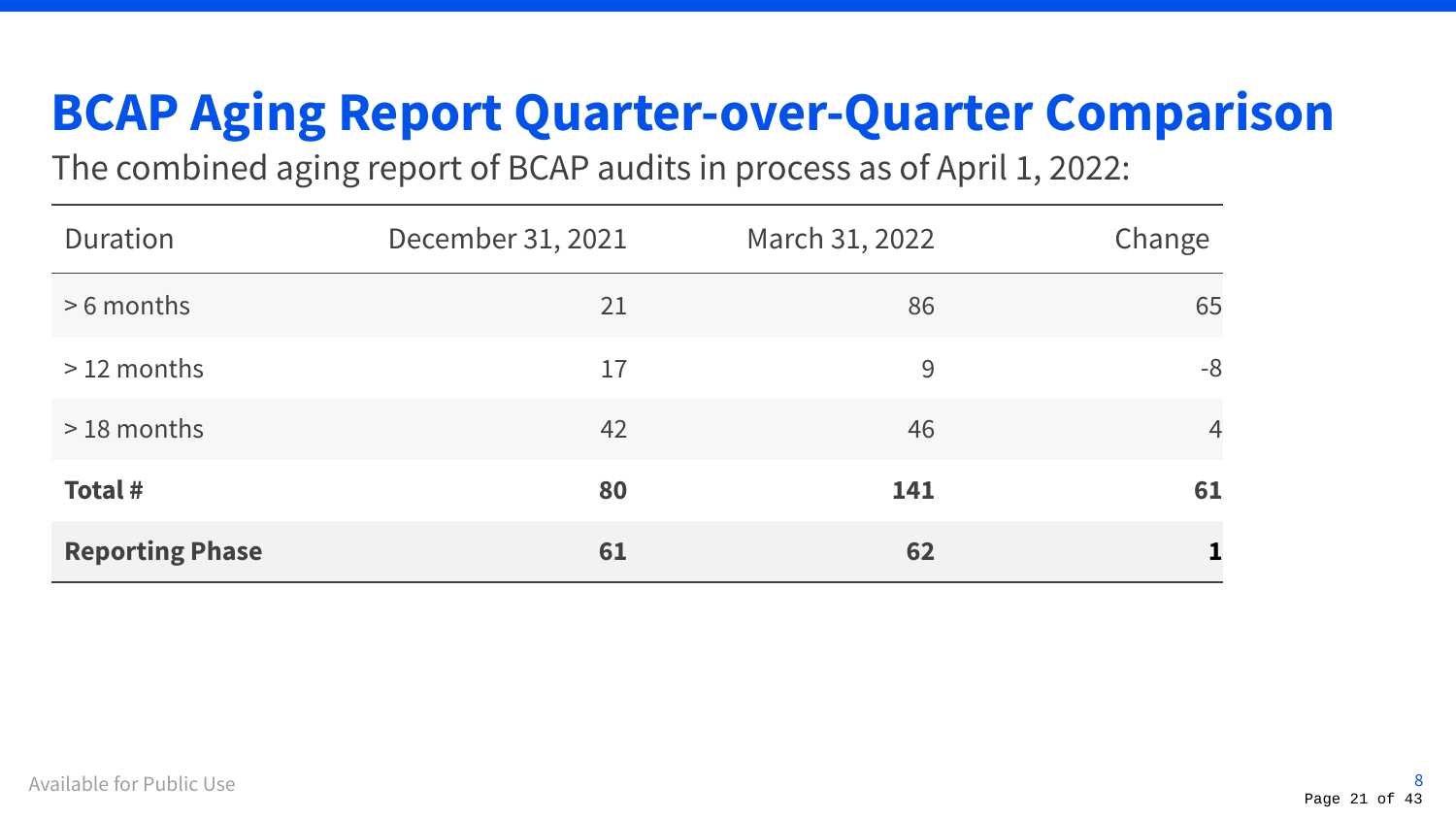# BCAP Aging Report Quarter-over-Quarter Comparison

The combined aging report of BCAP audits in process as of April 1, 2022:

| Duration | December 31, 2021 | March 31, 2022 | Change |
|---|---|---|---|
| > 6 months | 21 | 86 | 65 |
| > 12 months | 17 | 9 | -8 |
| > 18 months | 42 | 46 | 4 |
| **Total #** | **80** | **141** | **61** |
| **Reporting Phase** | **61** | **62** | **1** |

Available for Public Use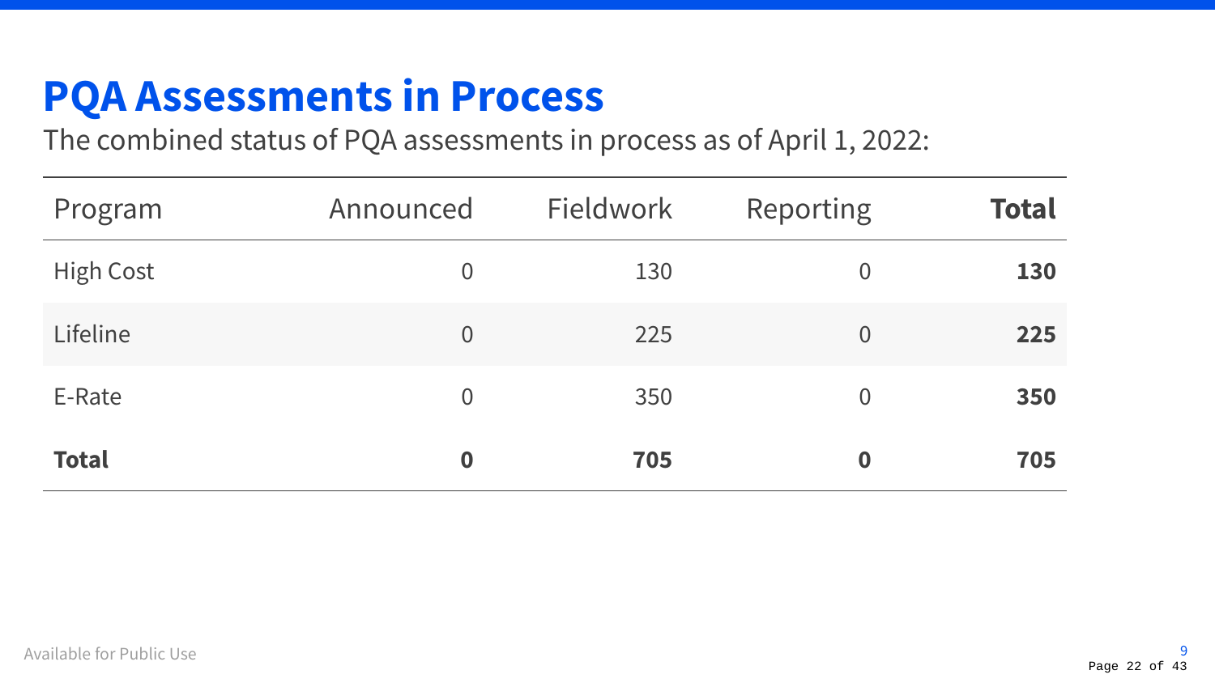# PQA Assessments in Process

The combined status of PQA assessments in process as of April 1, 2022:

| Program | Announced | Fieldwork | Reporting | **Total** |
|---|---|---|---|---|
| High Cost | 0 | 130 | 0 | **130** |
| Lifeline | 0 | 225 | 0 | **225** |
| E-Rate | 0 | 350 | 0 | **350** |
| **Total** | **0** | **705** | **0** | **705** |

Available for Public Use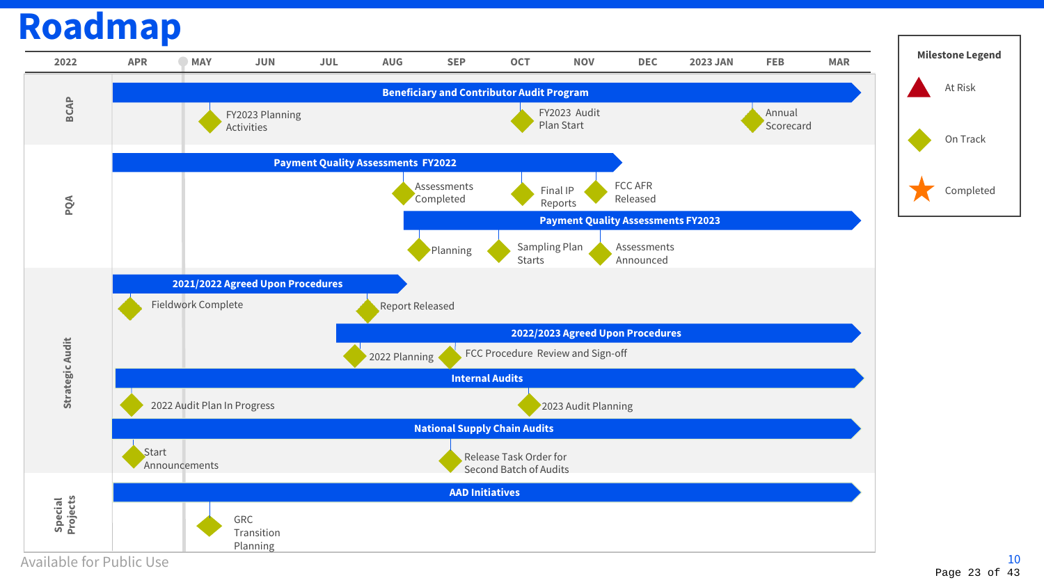# Roadmap

| 2022 | APR | MAY | JUN | JUL | AUG | SEP | OCT | NOV | DEC | 2023 JAN | FEB | MAR |
|---|---|---|---|---|---|---|---|---|---|---|---|---|

## BCAP

**Beneficiary and Contributor Audit Program**

- FY2023 Planning Activities
- FY2023 Audit Plan Start
- Annual Scorecard

## PQA

**Payment Quality Assessments FY2022**

- Assessments Completed
- Final IP Reports
- FCC AFR Released

**Payment Quality Assessments FY2023**

- Planning
- Sampling Plan Starts
- Assessments Announced

## Strategic Audit

**2021/2022 Agreed Upon Procedures**

- Fieldwork Complete
- Report Released

**2022/2023 Agreed Upon Procedures**

- 2022 Planning
- FCC Procedure Review and Sign-off

**Internal Audits**

- 2022 Audit Plan In Progress
- 2023 Audit Planning

**National Supply Chain Audits**

- Start Announcements
- Release Task Order for Second Batch of Audits

## Special Projects

**AAD Initiatives**

- GRC Transition Planning

**Milestone Legend**

- At Risk
- On Track
- Completed

Available for Public Use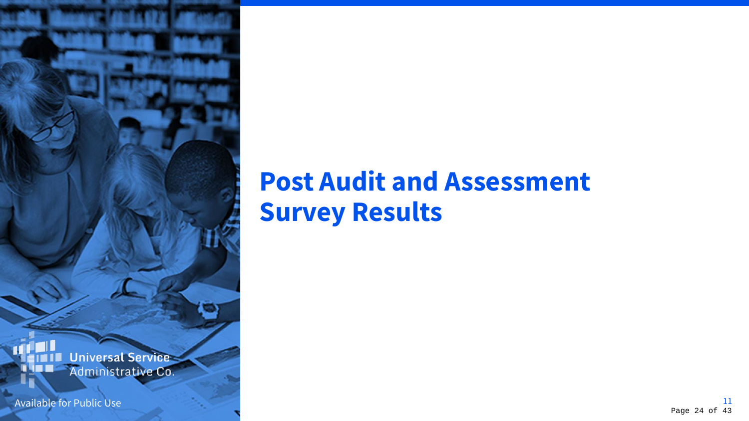# Post Audit and Assessment Survey Results

Universal Service Administrative Co.

Available for Public Use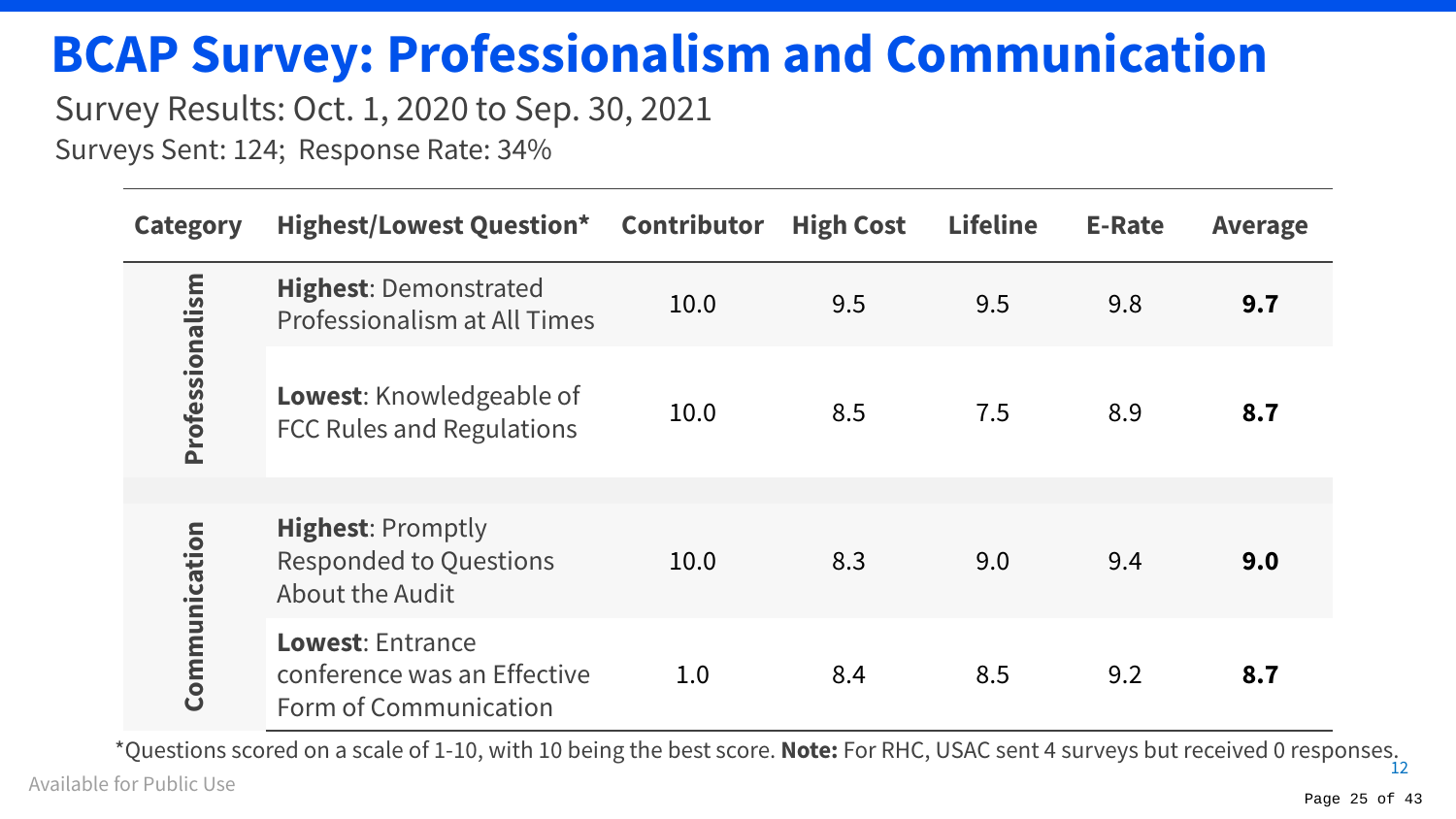# BCAP Survey: Professionalism and Communication

Survey Results: Oct. 1, 2020 to Sep. 30, 2021

Surveys Sent: 124; Response Rate: 34%

| Category | Highest/Lowest Question* | Contributor | High Cost | Lifeline | E-Rate | Average |
|---|---|---|---|---|---|---|
| Professionalism | **Highest**: Demonstrated Professionalism at All Times | 10.0 | 9.5 | 9.5 | 9.8 | **9.7** |
| | **Lowest**: Knowledgeable of FCC Rules and Regulations | 10.0 | 8.5 | 7.5 | 8.9 | **8.7** |
| Communication | **Highest**: Promptly Responded to Questions About the Audit | 10.0 | 8.3 | 9.0 | 9.4 | **9.0** |
| | **Lowest**: Entrance conference was an Effective Form of Communication | 1.0 | 8.4 | 8.5 | 9.2 | **8.7** |

*Questions scored on a scale of 1-10, with 10 being the best score. **Note:** For RHC, USAC sent 4 surveys but received 0 responses.

Available for Public Use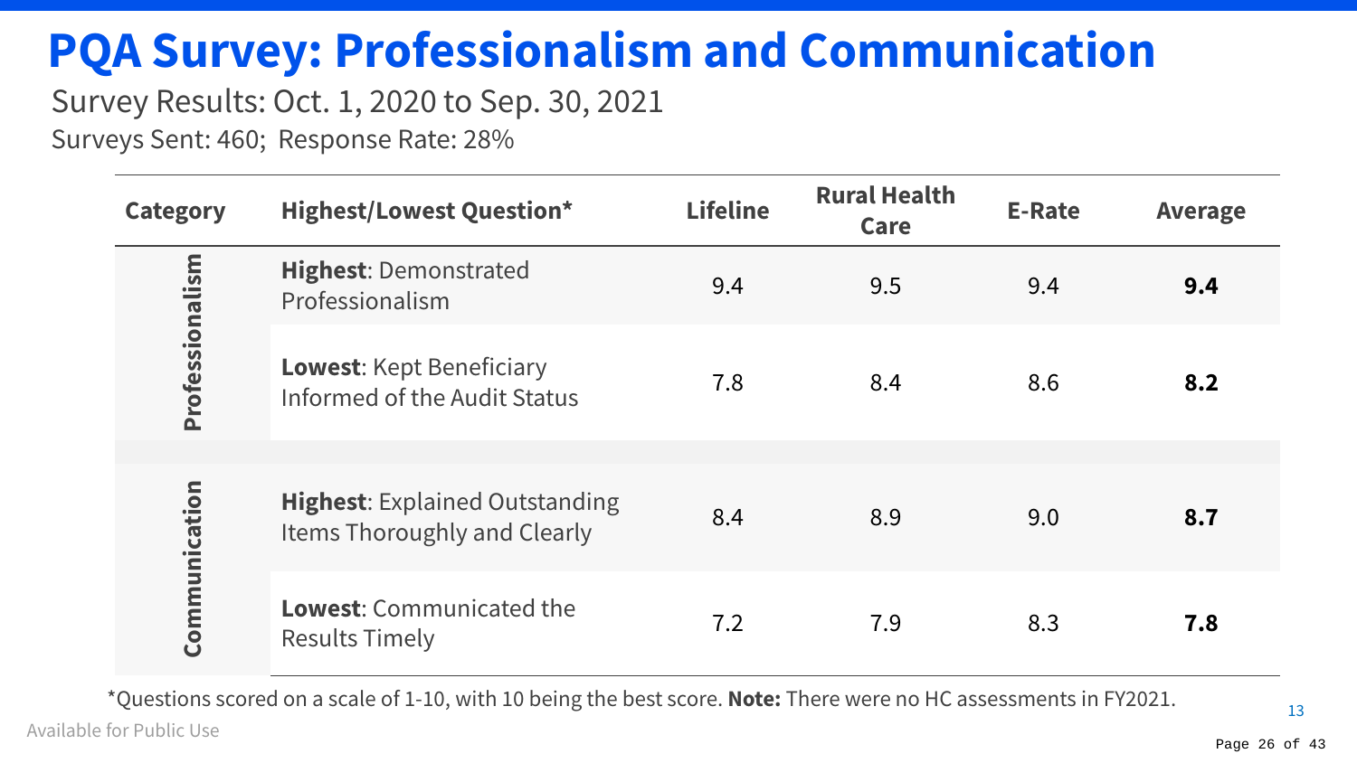# PQA Survey: Professionalism and Communication

Survey Results: Oct. 1, 2020 to Sep. 30, 2021

Surveys Sent: 460; Response Rate: 28%

| Category | Highest/Lowest Question* | Lifeline | Rural Health Care | E-Rate | Average |
|---|---|---|---|---|---|
| Professionalism | **Highest**: Demonstrated Professionalism | 9.4 | 9.5 | 9.4 | **9.4** |
| | **Lowest**: Kept Beneficiary Informed of the Audit Status | 7.8 | 8.4 | 8.6 | **8.2** |
| Communication | **Highest**: Explained Outstanding Items Thoroughly and Clearly | 8.4 | 8.9 | 9.0 | **8.7** |
| | **Lowest**: Communicated the Results Timely | 7.2 | 7.9 | 8.3 | **7.8** |

*Questions scored on a scale of 1-10, with 10 being the best score. **Note:** There were no HC assessments in FY2021.

Available for Public Use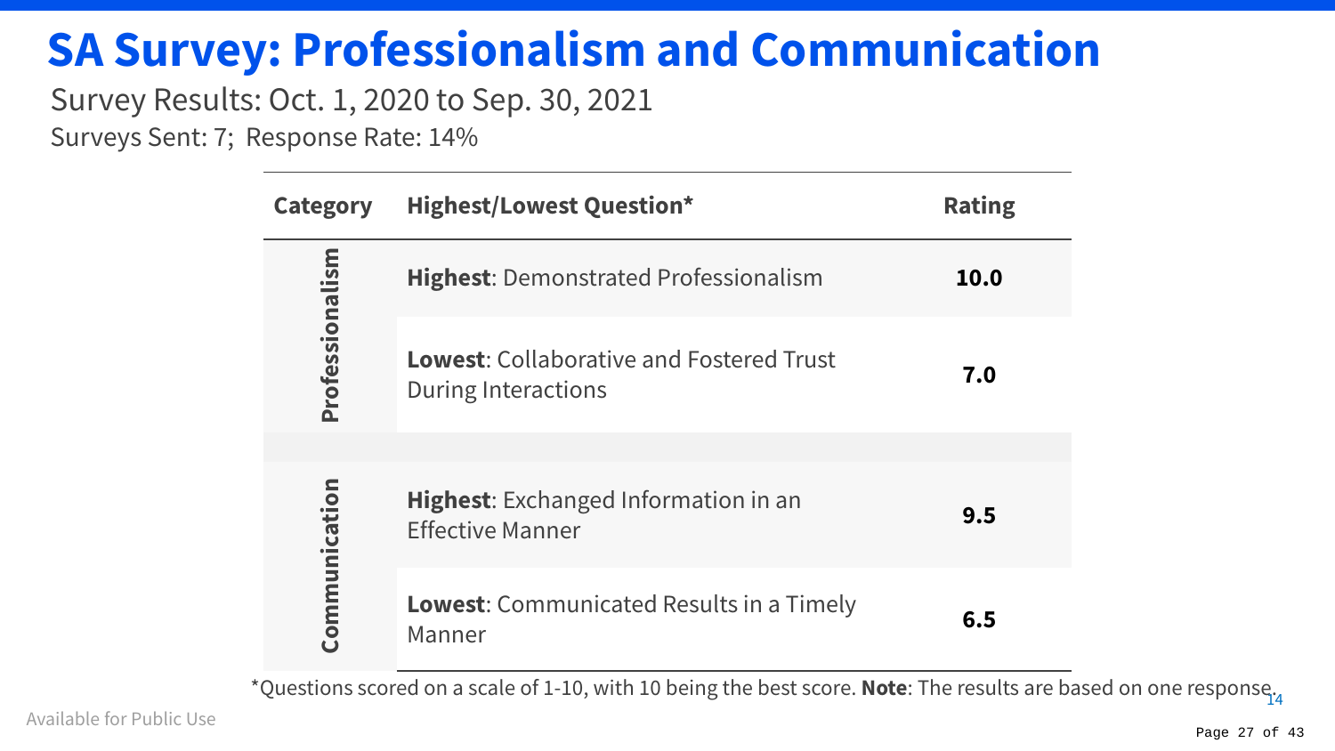# SA Survey: Professionalism and Communication

Survey Results: Oct. 1, 2020 to Sep. 30, 2021

Surveys Sent: 7; Response Rate: 14%

| Category | Highest/Lowest Question* | Rating |
|---|---|---|
| Professionalism | **Highest**: Demonstrated Professionalism | **10.0** |
| | **Lowest**: Collaborative and Fostered Trust During Interactions | **7.0** |
| Communication | **Highest**: Exchanged Information in an Effective Manner | **9.5** |
| | **Lowest**: Communicated Results in a Timely Manner | **6.5** |

*Questions scored on a scale of 1-10, with 10 being the best score. **Note**: The results are based on one response.

Available for Public Use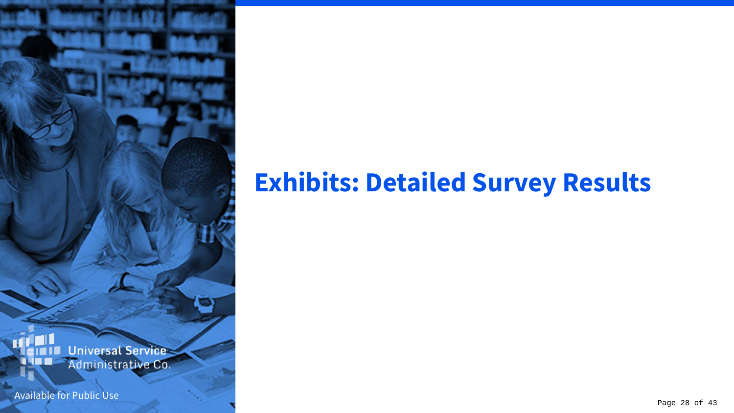# Exhibits: Detailed Survey Results

Universal Service Administrative Co.

Available for Public Use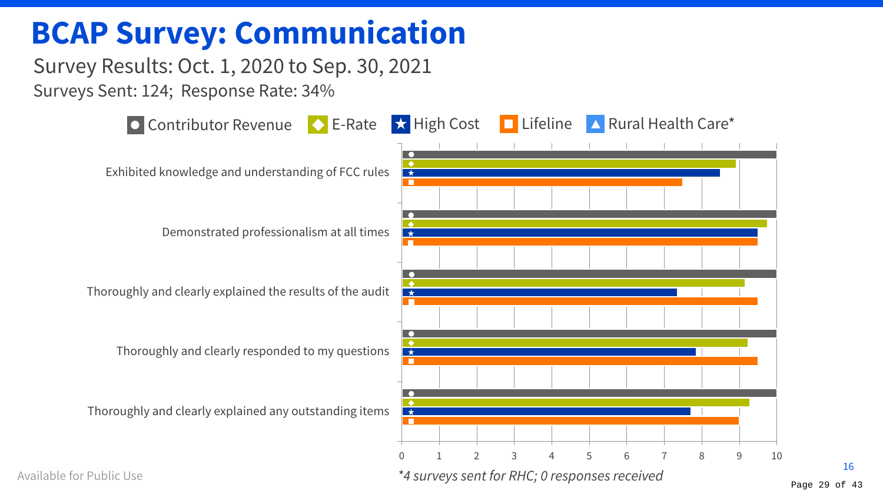# BCAP Survey: Communication

Survey Results: Oct. 1, 2020 to Sep. 30, 2021

Surveys Sent: 124; Response Rate: 34%

Contributor Revenue | E-Rate | High Cost | Lifeline | Rural Health Care*

| | Contributor Revenue | E-Rate | High Cost | Lifeline |
|---|---|---|---|---|
| Exhibited knowledge and understanding of FCC rules | 10 | 8.9 | 8.5 | 7.5 |
| Demonstrated professionalism at all times | 10 | 9.7 | 9.5 | 9.5 |
| Thoroughly and clearly explained the results of the audit | 10 | 9.1 | 7.3 | 9.5 |
| Thoroughly and clearly responded to my questions | 10 | 9.2 | 7.8 | 9.5 |
| Thoroughly and clearly explained any outstanding items | 10 | 9.3 | 7.7 | 9.0 |

*4 surveys sent for RHC; 0 responses received*

Available for Public Use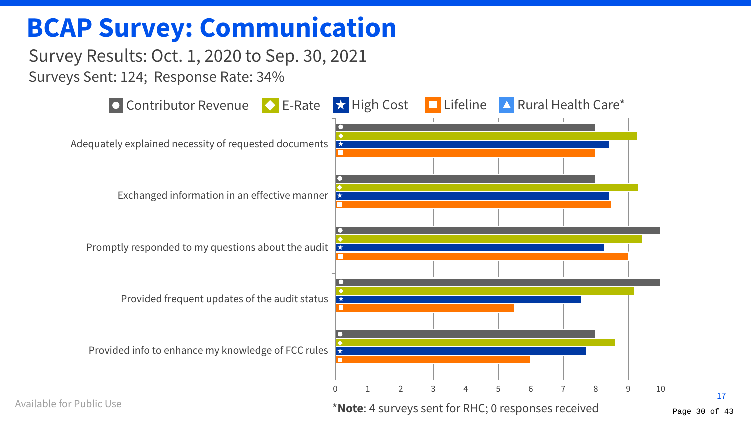# BCAP Survey: Communication

Survey Results: Oct. 1, 2020 to Sep. 30, 2021

Surveys Sent: 124; Response Rate: 34%

| Question | Contributor Revenue | E-Rate | High Cost | Lifeline | Rural Health Care* |
|---|---|---|---|---|---|
| Adequately explained necessity of requested documents | 8.0 | 9.3 | 8.4 | 8.0 | |
| Exchanged information in an effective manner | 8.0 | 9.3 | 8.4 | 8.5 | |
| Promptly responded to my questions about the audit | 10.0 | 9.4 | 8.3 | 9.0 | |
| Provided frequent updates of the audit status | 10.0 | 9.2 | 7.6 | 5.5 | |
| Provided info to enhance my knowledge of FCC rules | 8.0 | 8.6 | 7.7 | 6.0 | |

*Note: 4 surveys sent for RHC; 0 responses received

Available for Public Use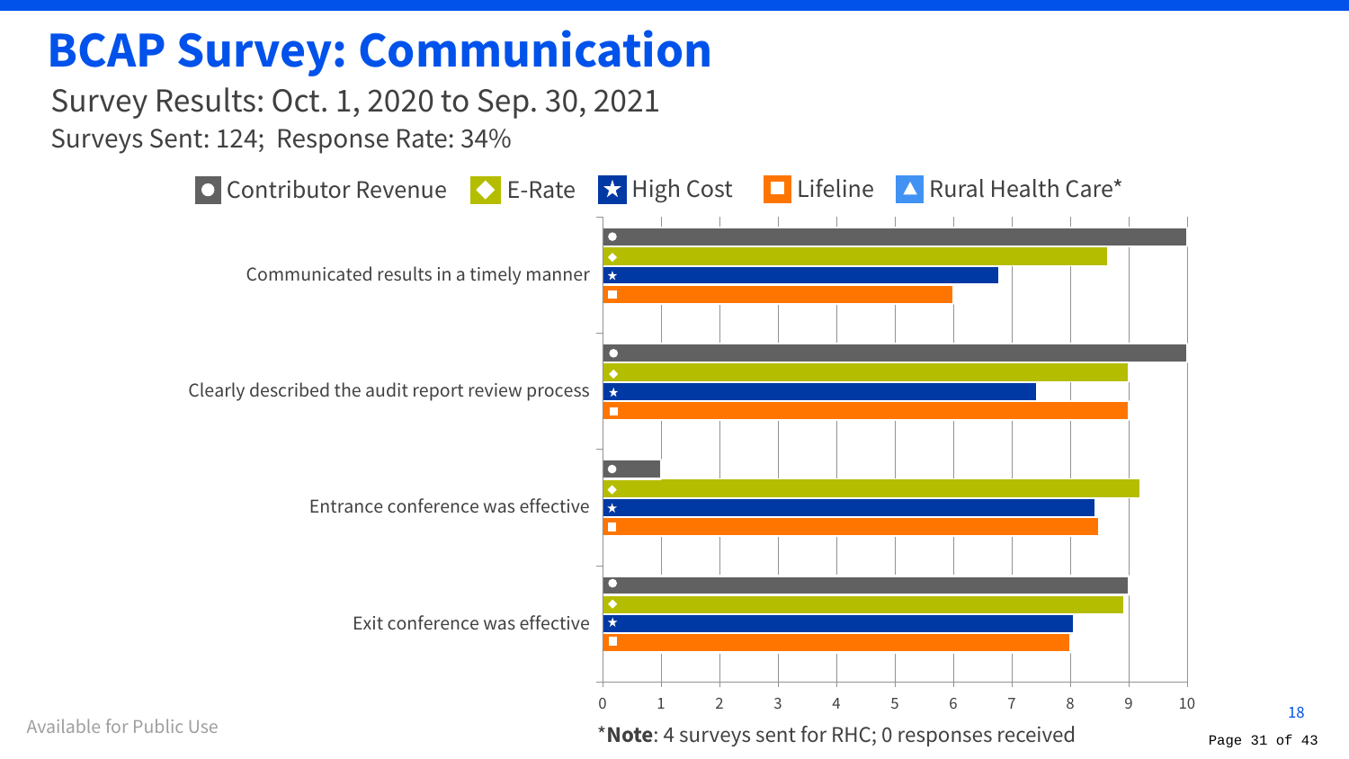# BCAP Survey: Communication

Survey Results: Oct. 1, 2020 to Sep. 30, 2021

Surveys Sent: 124; Response Rate: 34%

Contributor Revenue | E-Rate | High Cost | Lifeline | Rural Health Care*

Communicated results in a timely manner

Clearly described the audit report review process

Entrance conference was effective

Exit conference was effective

0 1 2 3 4 5 6 7 8 9 10

*Note: 4 surveys sent for RHC; 0 responses received

Available for Public Use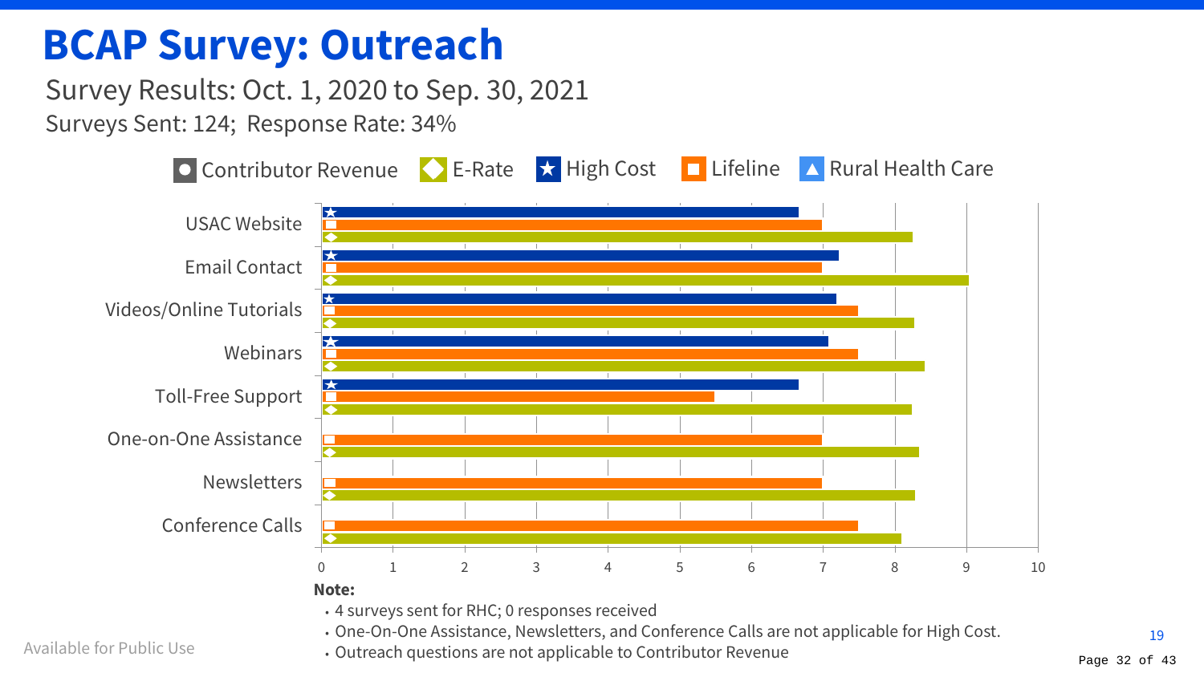# BCAP Survey: Outreach

Survey Results: Oct. 1, 2020 to Sep. 30, 2021

Surveys Sent: 124; Response Rate: 34%

Contributor Revenue | E-Rate | High Cost | Lifeline | Rural Health Care

| | High Cost | Lifeline | E-Rate |
|---|---|---|---|
| USAC Website | 6.6 | 7.0 | 8.2 |
| Email Contact | 7.2 | 7.0 | 9.0 |
| Videos/Online Tutorials | 7.2 | 7.5 | 8.3 |
| Webinars | 7.1 | 7.5 | 8.4 |
| Toll-Free Support | 6.6 | 5.5 | 8.2 |
| One-on-One Assistance | | 7.0 | 8.3 |
| Newsletters | | 7.0 | 8.3 |
| Conference Calls | | 7.5 | 8.1 |

0 1 2 3 4 5 6 7 8 9 10

**Note:**

- 4 surveys sent for RHC; 0 responses received
- One-On-One Assistance, Newsletters, and Conference Calls are not applicable for High Cost.
- Outreach questions are not applicable to Contributor Revenue

Available for Public Use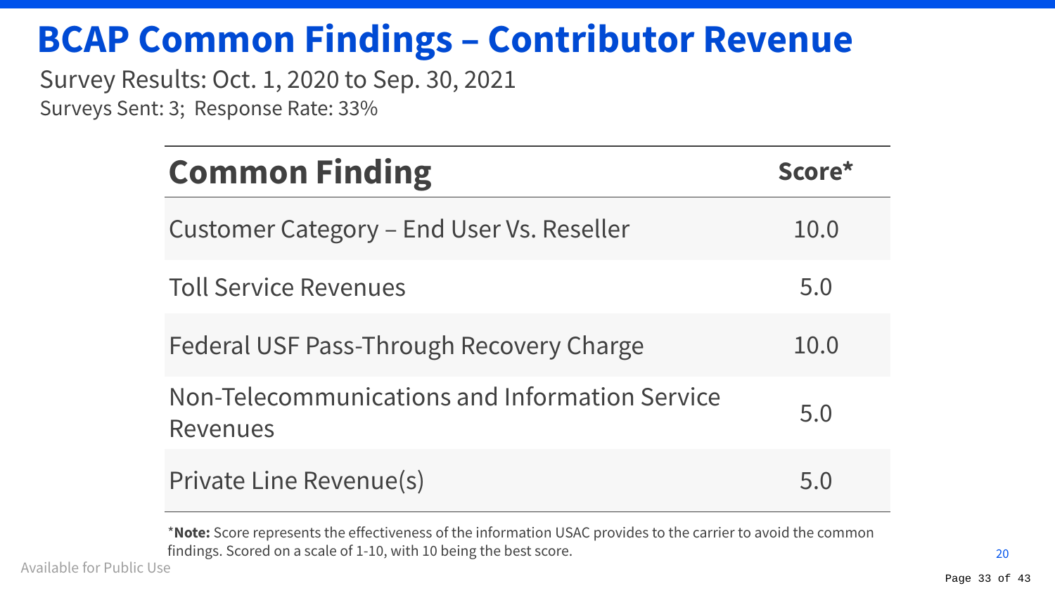# BCAP Common Findings – Contributor Revenue

Survey Results: Oct. 1, 2020 to Sep. 30, 2021

Surveys Sent: 3; Response Rate: 33%

| Common Finding | Score* |
|---|---|
| Customer Category – End User Vs. Reseller | 10.0 |
| Toll Service Revenues | 5.0 |
| Federal USF Pass-Through Recovery Charge | 10.0 |
| Non-Telecommunications and Information Service Revenues | 5.0 |
| Private Line Revenue(s) | 5.0 |

*__Note:__ Score represents the effectiveness of the information USAC provides to the carrier to avoid the common findings. Scored on a scale of 1-10, with 10 being the best score.

Available for Public Use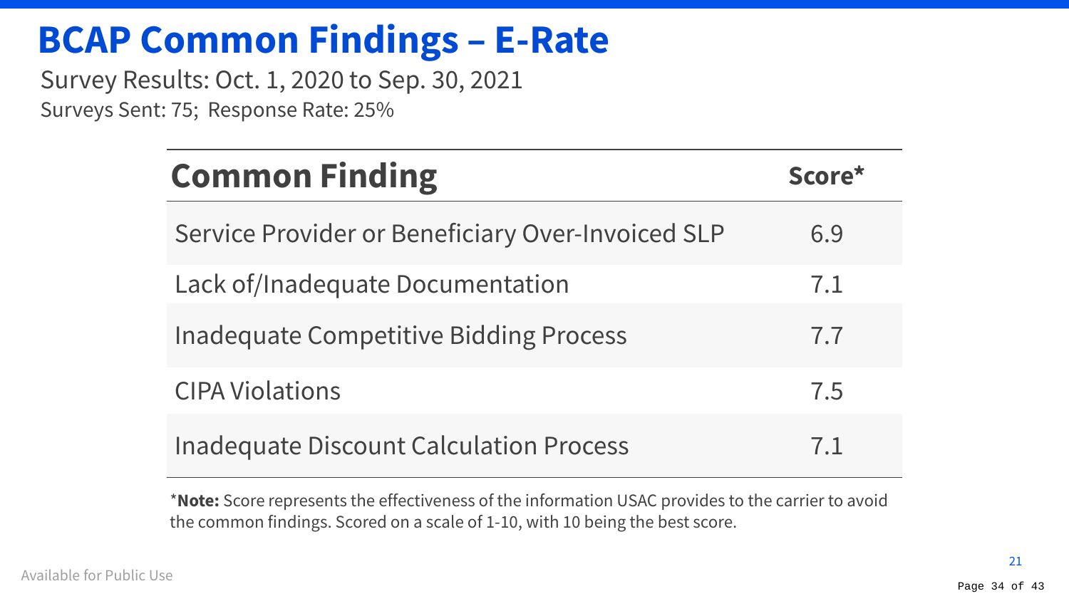# BCAP Common Findings – E-Rate

Survey Results: Oct. 1, 2020 to Sep. 30, 2021

Surveys Sent: 75; Response Rate: 25%

| Common Finding | Score* |
|---|---|
| Service Provider or Beneficiary Over-Invoiced SLP | 6.9 |
| Lack of/Inadequate Documentation | 7.1 |
| Inadequate Competitive Bidding Process | 7.7 |
| CIPA Violations | 7.5 |
| Inadequate Discount Calculation Process | 7.1 |

***Note:** Score represents the effectiveness of the information USAC provides to the carrier to avoid the common findings. Scored on a scale of 1-10, with 10 being the best score.

Available for Public Use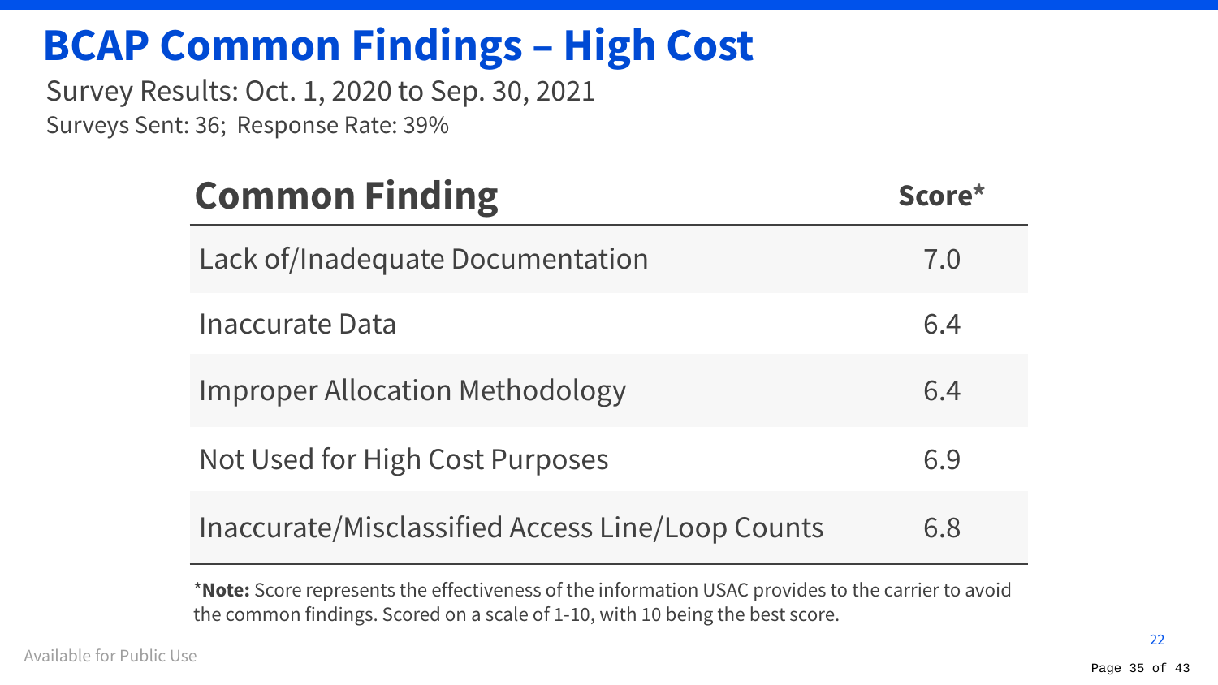# BCAP Common Findings – High Cost

Survey Results: Oct. 1, 2020 to Sep. 30, 2021

Surveys Sent: 36; Response Rate: 39%

| Common Finding | Score* |
|---|---|
| Lack of/Inadequate Documentation | 7.0 |
| Inaccurate Data | 6.4 |
| Improper Allocation Methodology | 6.4 |
| Not Used for High Cost Purposes | 6.9 |
| Inaccurate/Misclassified Access Line/Loop Counts | 6.8 |

\***Note:** Score represents the effectiveness of the information USAC provides to the carrier to avoid the common findings. Scored on a scale of 1-10, with 10 being the best score.

Available for Public Use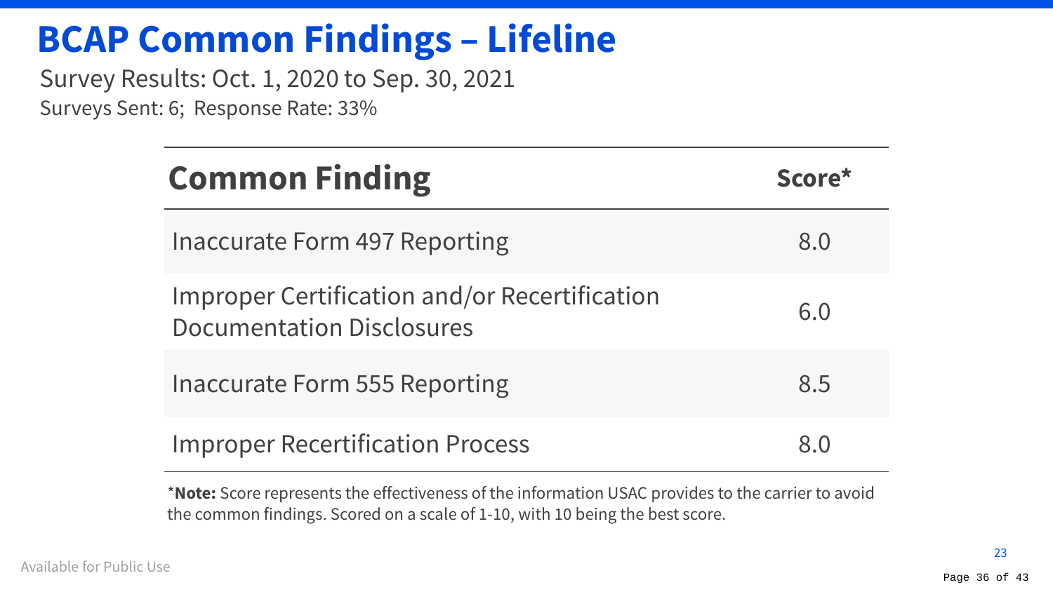# BCAP Common Findings – Lifeline

Survey Results: Oct. 1, 2020 to Sep. 30, 2021

Surveys Sent: 6; Response Rate: 33%

| Common Finding | Score* |
| --- | --- |
| Inaccurate Form 497 Reporting | 8.0 |
| Improper Certification and/or Recertification Documentation Disclosures | 6.0 |
| Inaccurate Form 555 Reporting | 8.5 |
| Improper Recertification Process | 8.0 |

*__Note:__ Score represents the effectiveness of the information USAC provides to the carrier to avoid the common findings. Scored on a scale of 1-10, with 10 being the best score.

Available for Public Use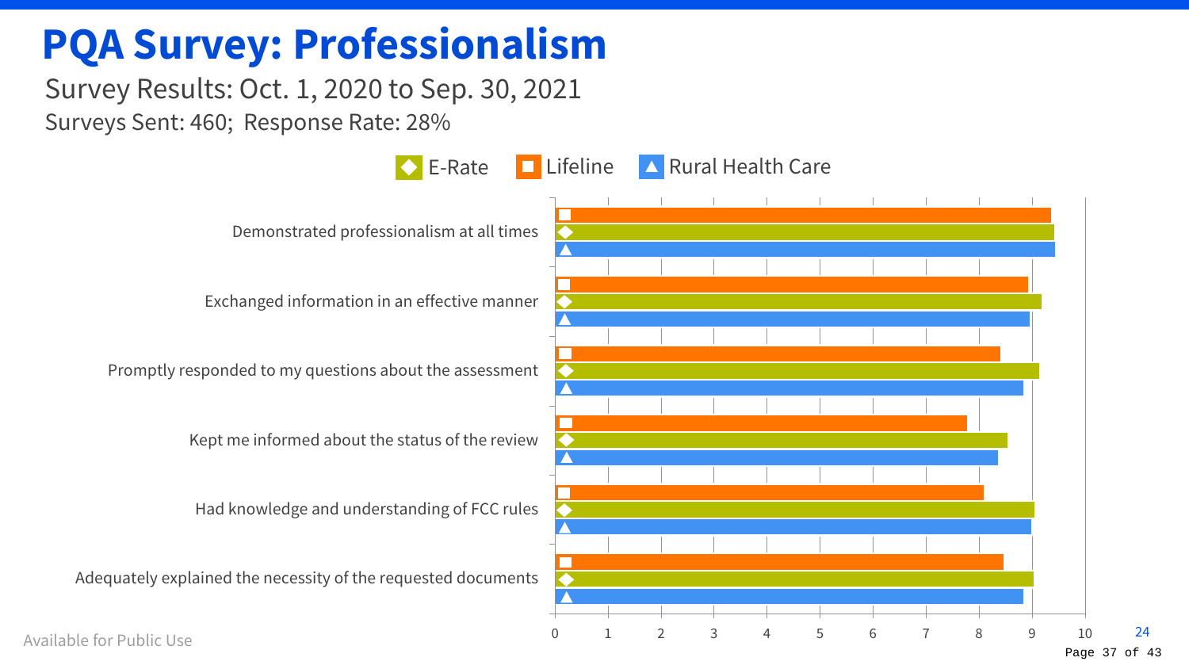# PQA Survey: Professionalism

Survey Results: Oct. 1, 2020 to Sep. 30, 2021

Surveys Sent: 460; Response Rate: 28%

E-Rate | Lifeline | Rural Health Care

Demonstrated professionalism at all times

Exchanged information in an effective manner

Promptly responded to my questions about the assessment

Kept me informed about the status of the review

Had knowledge and understanding of FCC rules

Adequately explained the necessity of the requested documents

0 1 2 3 4 5 6 7 8 9 10

Available for Public Use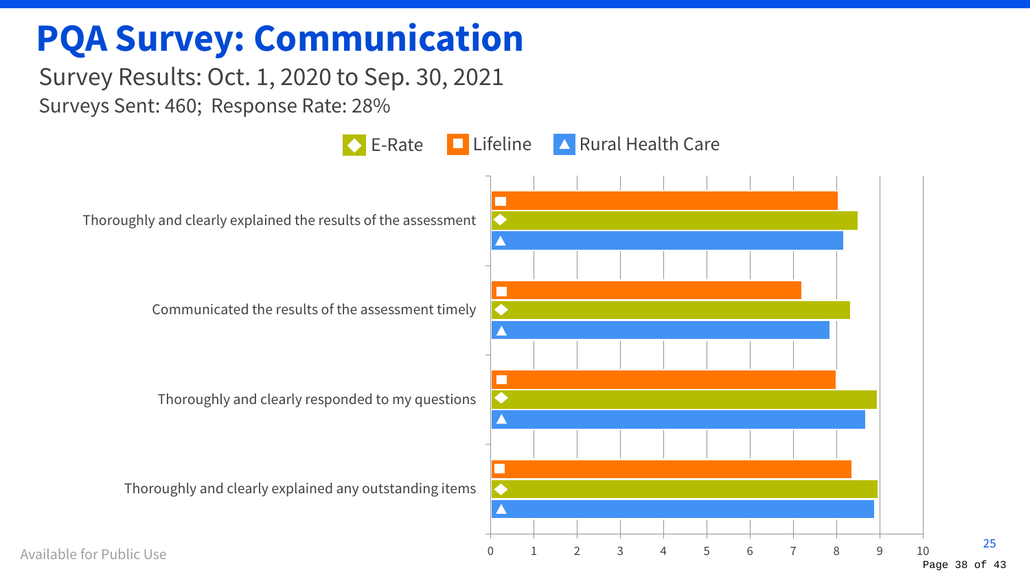# PQA Survey: Communication

Survey Results: Oct. 1, 2020 to Sep. 30, 2021

Surveys Sent: 460; Response Rate: 28%

E-Rate | Lifeline | Rural Health Care

- Thoroughly and clearly explained the results of the assessment
- Communicated the results of the assessment timely
- Thoroughly and clearly responded to my questions
- Thoroughly and clearly explained any outstanding items

0 1 2 3 4 5 6 7 8 9 10

Available for Public Use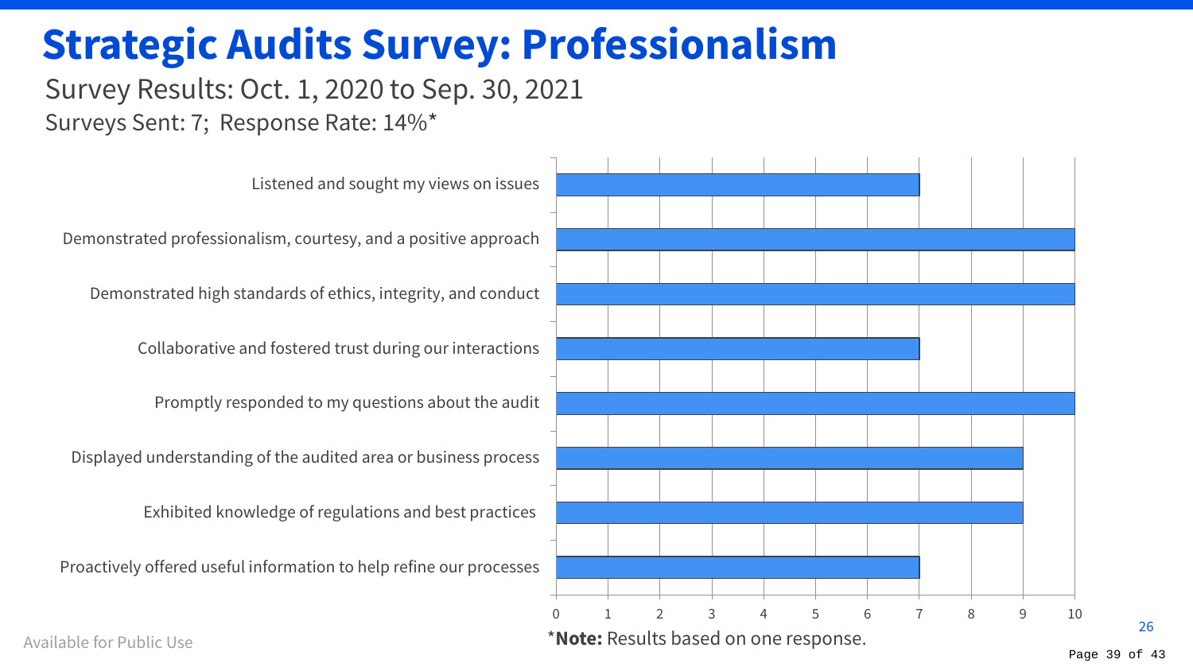# Strategic Audits Survey: Professionalism

Survey Results: Oct. 1, 2020 to Sep. 30, 2021

Surveys Sent: 7; Response Rate: 14%*

| Survey Item | Score |
|---|---|
| Listened and sought my views on issues | 7 |
| Demonstrated professionalism, courtesy, and a positive approach | 10 |
| Demonstrated high standards of ethics, integrity, and conduct | 10 |
| Collaborative and fostered trust during our interactions | 7 |
| Promptly responded to my questions about the audit | 10 |
| Displayed understanding of the audited area or business process | 9 |
| Exhibited knowledge of regulations and best practices | 9 |
| Proactively offered useful information to help refine our processes | 7 |

*__Note:__ Results based on one response.

Available for Public Use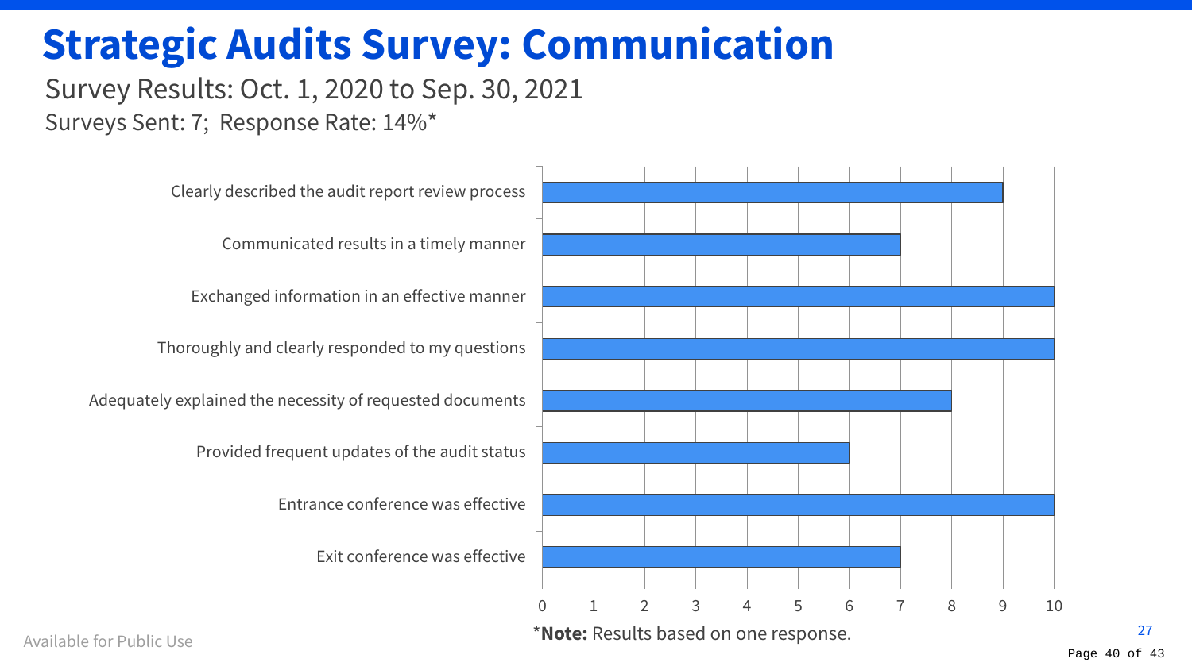# Strategic Audits Survey: Communication

Survey Results: Oct. 1, 2020 to Sep. 30, 2021

Surveys Sent: 7; Response Rate: 14%*

| Question | Score |
|---|---|
| Clearly described the audit report review process | 9 |
| Communicated results in a timely manner | 7 |
| Exchanged information in an effective manner | 10 |
| Thoroughly and clearly responded to my questions | 10 |
| Adequately explained the necessity of requested documents | 8 |
| Provided frequent updates of the audit status | 6 |
| Entrance conference was effective | 10 |
| Exit conference was effective | 7 |

*__Note:__ Results based on one response.

Available for Public Use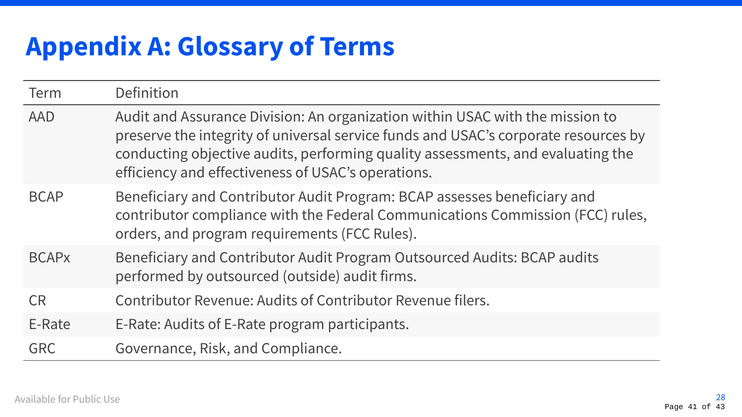# Appendix A: Glossary of Terms

| Term | Definition |
|---|---|
| AAD | Audit and Assurance Division: An organization within USAC with the mission to preserve the integrity of universal service funds and USAC's corporate resources by conducting objective audits, performing quality assessments, and evaluating the efficiency and effectiveness of USAC's operations. |
| BCAP | Beneficiary and Contributor Audit Program: BCAP assesses beneficiary and contributor compliance with the Federal Communications Commission (FCC) rules, orders, and program requirements (FCC Rules). |
| BCAPx | Beneficiary and Contributor Audit Program Outsourced Audits: BCAP audits performed by outsourced (outside) audit firms. |
| CR | Contributor Revenue: Audits of Contributor Revenue filers. |
| E-Rate | E-Rate: Audits of E-Rate program participants. |
| GRC | Governance, Risk, and Compliance. |

Available for Public Use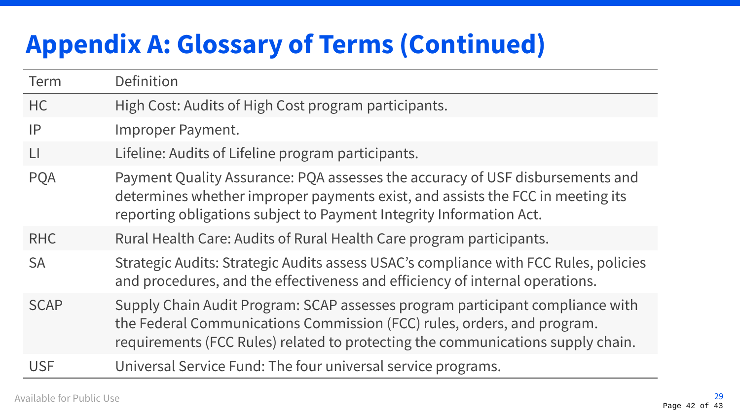# Appendix A: Glossary of Terms (Continued)

| Term | Definition |
| --- | --- |
| HC | High Cost: Audits of High Cost program participants. |
| IP | Improper Payment. |
| LI | Lifeline: Audits of Lifeline program participants. |
| PQA | Payment Quality Assurance: PQA assesses the accuracy of USF disbursements and determines whether improper payments exist, and assists the FCC in meeting its reporting obligations subject to Payment Integrity Information Act. |
| RHC | Rural Health Care: Audits of Rural Health Care program participants. |
| SA | Strategic Audits: Strategic Audits assess USAC's compliance with FCC Rules, policies and procedures, and the effectiveness and efficiency of internal operations. |
| SCAP | Supply Chain Audit Program: SCAP assesses program participant compliance with the Federal Communications Commission (FCC) rules, orders, and program. requirements (FCC Rules) related to protecting the communications supply chain. |
| USF | Universal Service Fund: The four universal service programs. |

Available for Public Use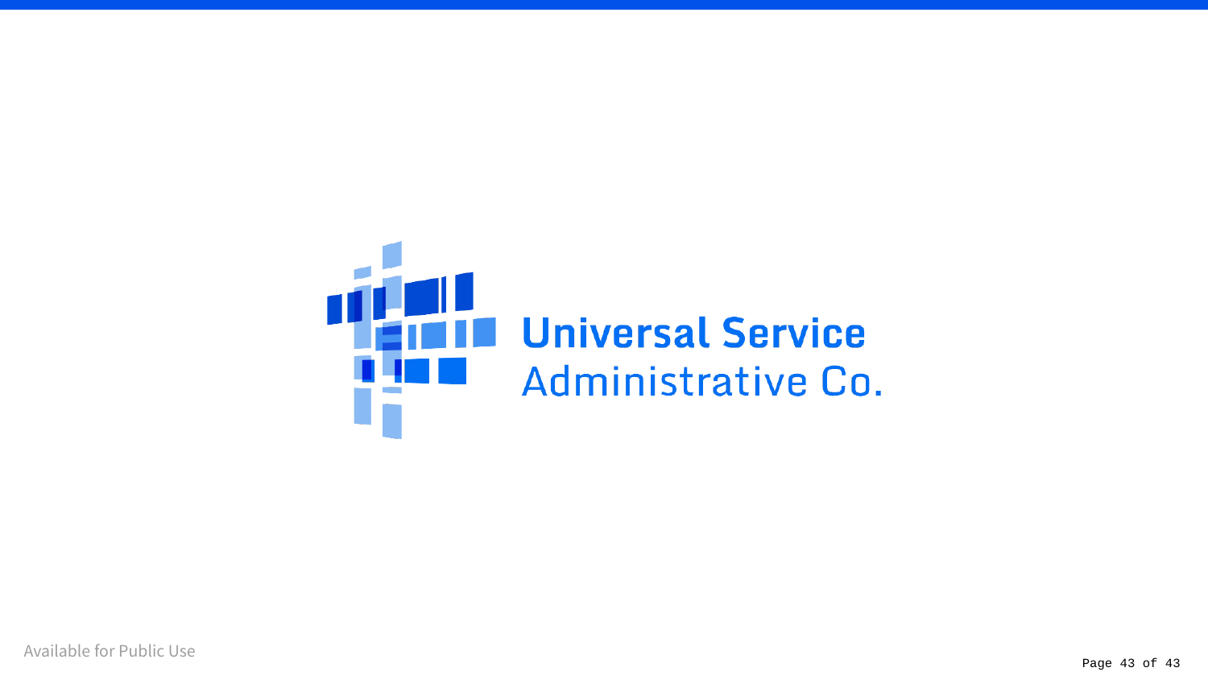Universal Service Administrative Co.

Available for Public Use